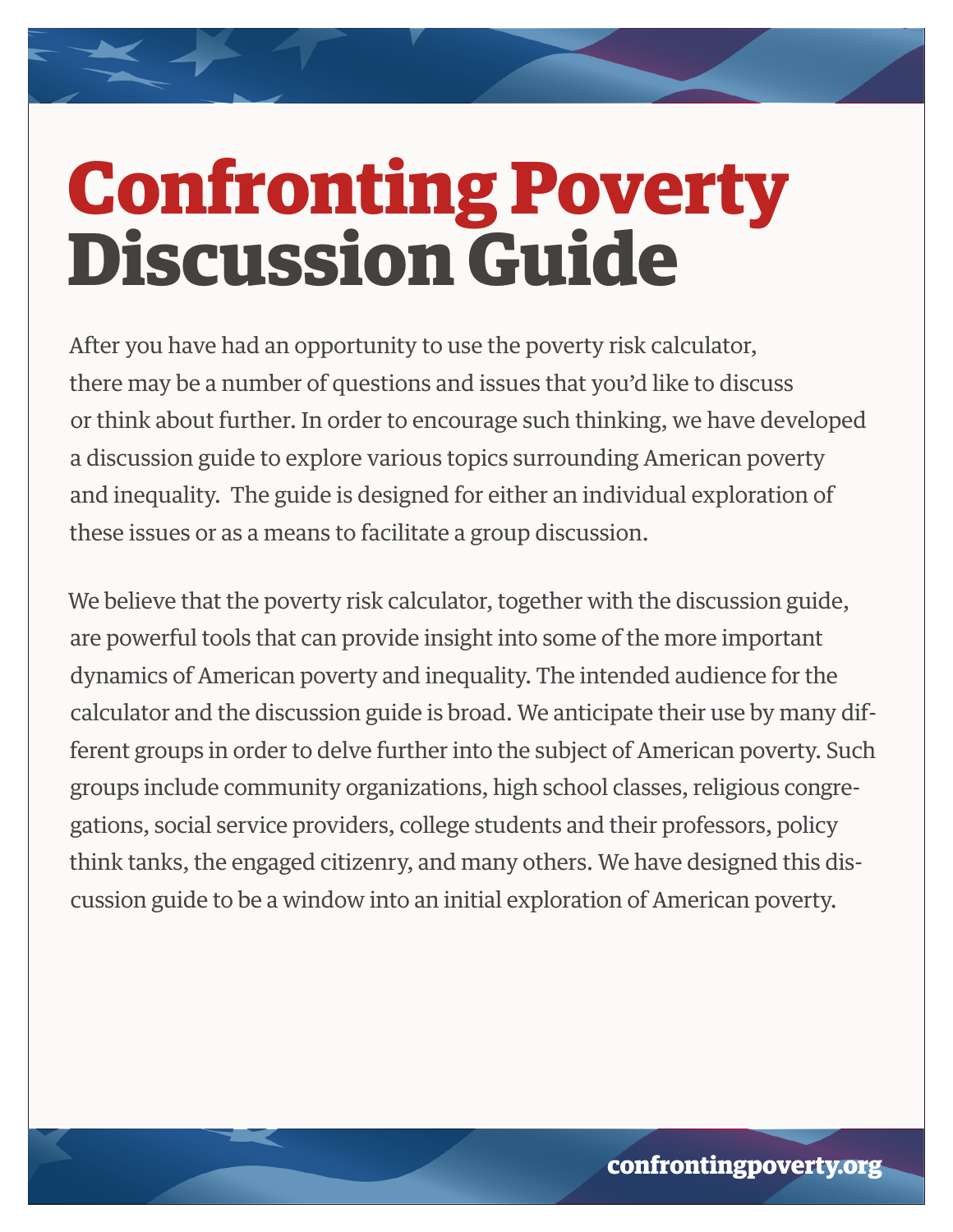# Confronting Poverty Discussion Guide

After you have had an opportunity to use the poverty risk calculator, there may be a number of questions and issues that you'd like to discuss or think about further. In order to encourage such thinking, we have developed a discussion guide to explore various topics surrounding American poverty and inequality. The guide is designed for either an individual exploration of these issues or as a means to facilitate a group discussion.

We believe that the poverty risk calculator, together with the discussion guide, are powerful tools that can provide insight into some of the more important dynamics of American poverty and inequality. The intended audience for the calculator and the discussion guide is broad. We anticipate their use by many different groups in order to delve further into the subject of American poverty. Such groups include community organizations, high school classes, religious congregations, social service providers, college students and their professors, policy think tanks, the engaged citizenry, and many others. We have designed this discussion guide to be a window into an initial exploration of American poverty.

confrontingpoverty.org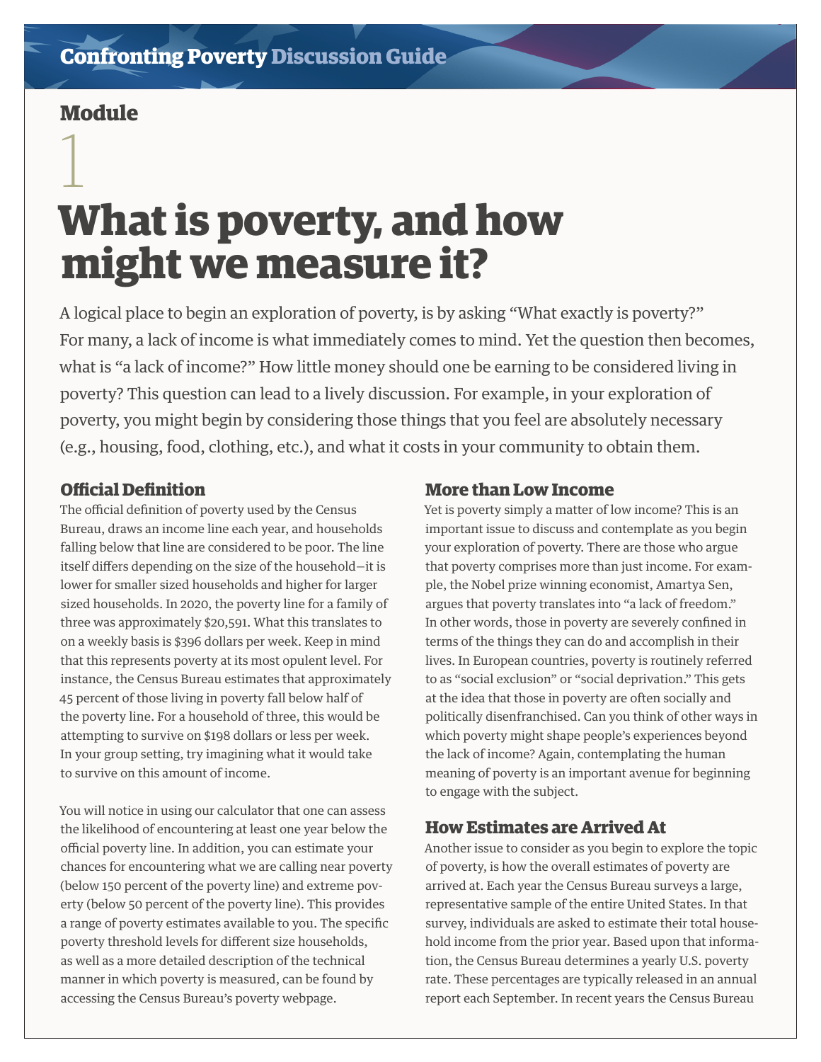# Module 1

# What is poverty, and how might we measure it?

A logical place to begin an exploration of poverty, is by asking "What exactly is poverty?" For many, a lack of income is what immediately comes to mind. Yet the question then becomes, what is "a lack of income?" How little money should one be earning to be considered living in poverty? This question can lead to a lively discussion. For example, in your exploration of poverty, you might begin by considering those things that you feel are absolutely necessary (e.g., housing, food, clothing, etc.), and what it costs in your community to obtain them.

## Official Definition

The official definition of poverty used by the Census Bureau, draws an income line each year, and households falling below that line are considered to be poor. The line itself differs depending on the size of the household—it is lower for smaller sized households and higher for larger sized households. In 2020, the poverty line for a family of three was approximately $20,591. What this translates to on a weekly basis is $396 dollars per week. Keep in mind that this represents poverty at its most opulent level. For instance, the Census Bureau estimates that approximately 45 percent of those living in poverty fall below half of the poverty line. For a household of three, this would be attempting to survive on $198 dollars or less per week. In your group setting, try imagining what it would take to survive on this amount of income.

You will notice in using our calculator that one can assess the likelihood of encountering at least one year below the official poverty line. In addition, you can estimate your chances for encountering what we are calling near poverty (below 150 percent of the poverty line) and extreme poverty (below 50 percent of the poverty line). This provides a range of poverty estimates available to you. The specific poverty threshold levels for different size households, as well as a more detailed description of the technical manner in which poverty is measured, can be found by accessing the Census Bureau's poverty webpage.

## More than Low Income

Yet is poverty simply a matter of low income? This is an important issue to discuss and contemplate as you begin your exploration of poverty. There are those who argue that poverty comprises more than just income. For example, the Nobel prize winning economist, Amartya Sen, argues that poverty translates into "a lack of freedom." In other words, those in poverty are severely confined in terms of the things they can do and accomplish in their lives. In European countries, poverty is routinely referred to as "social exclusion" or "social deprivation." This gets at the idea that those in poverty are often socially and politically disenfranchised. Can you think of other ways in which poverty might shape people's experiences beyond the lack of income? Again, contemplating the human meaning of poverty is an important avenue for beginning to engage with the subject.

## How Estimates are Arrived At

Another issue to consider as you begin to explore the topic of poverty, is how the overall estimates of poverty are arrived at. Each year the Census Bureau surveys a large, representative sample of the entire United States. In that survey, individuals are asked to estimate their total household income from the prior year. Based upon that information, the Census Bureau determines a yearly U.S. poverty rate. These percentages are typically released in an annual report each September. In recent years the Census Bureau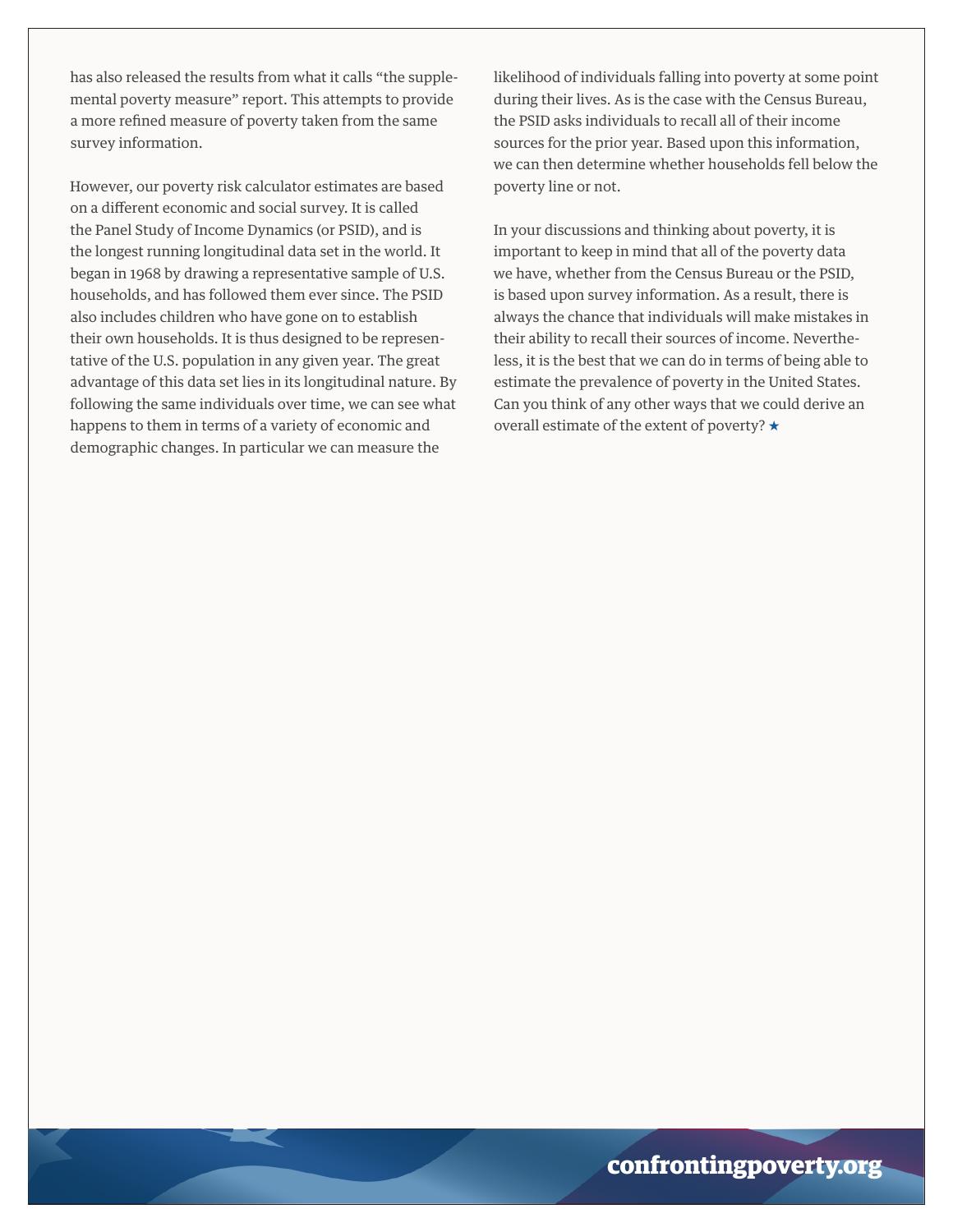has also released the results from what it calls "the supplemental poverty measure" report. This attempts to provide a more refined measure of poverty taken from the same survey information.

However, our poverty risk calculator estimates are based on a different economic and social survey. It is called the Panel Study of Income Dynamics (or PSID), and is the longest running longitudinal data set in the world. It began in 1968 by drawing a representative sample of U.S. households, and has followed them ever since. The PSID also includes children who have gone on to establish their own households. It is thus designed to be representative of the U.S. population in any given year. The great advantage of this data set lies in its longitudinal nature. By following the same individuals over time, we can see what happens to them in terms of a variety of economic and demographic changes. In particular we can measure the likelihood of individuals falling into poverty at some point during their lives. As is the case with the Census Bureau, the PSID asks individuals to recall all of their income sources for the prior year. Based upon this information, we can then determine whether households fell below the poverty line or not.

In your discussions and thinking about poverty, it is important to keep in mind that all of the poverty data we have, whether from the Census Bureau or the PSID, is based upon survey information. As a result, there is always the chance that individuals will make mistakes in their ability to recall their sources of income. Nevertheless, it is the best that we can do in terms of being able to estimate the prevalence of poverty in the United States. Can you think of any other ways that we could derive an overall estimate of the extent of poverty? ★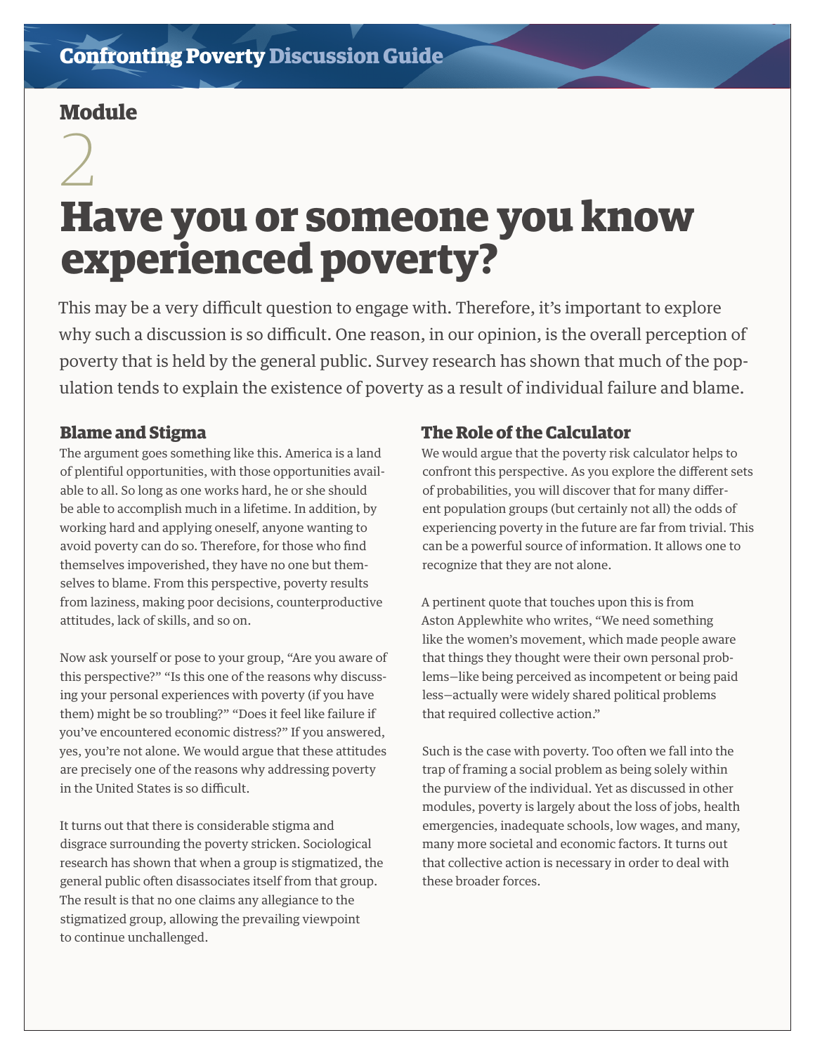# Module 2

# Have you or someone you know experienced poverty?

This may be a very difficult question to engage with. Therefore, it's important to explore why such a discussion is so difficult. One reason, in our opinion, is the overall perception of poverty that is held by the general public. Survey research has shown that much of the population tends to explain the existence of poverty as a result of individual failure and blame.

## Blame and Stigma

The argument goes something like this. America is a land of plentiful opportunities, with those opportunities available to all. So long as one works hard, he or she should be able to accomplish much in a lifetime. In addition, by working hard and applying oneself, anyone wanting to avoid poverty can do so. Therefore, for those who find themselves impoverished, they have no one but themselves to blame. From this perspective, poverty results from laziness, making poor decisions, counterproductive attitudes, lack of skills, and so on.

Now ask yourself or pose to your group, "Are you aware of this perspective?" "Is this one of the reasons why discussing your personal experiences with poverty (if you have them) might be so troubling?" "Does it feel like failure if you've encountered economic distress?" If you answered, yes, you're not alone. We would argue that these attitudes are precisely one of the reasons why addressing poverty in the United States is so difficult.

It turns out that there is considerable stigma and disgrace surrounding the poverty stricken. Sociological research has shown that when a group is stigmatized, the general public often disassociates itself from that group. The result is that no one claims any allegiance to the stigmatized group, allowing the prevailing viewpoint to continue unchallenged.

## The Role of the Calculator

We would argue that the poverty risk calculator helps to confront this perspective. As you explore the different sets of probabilities, you will discover that for many different population groups (but certainly not all) the odds of experiencing poverty in the future are far from trivial. This can be a powerful source of information. It allows one to recognize that they are not alone.

A pertinent quote that touches upon this is from Aston Applewhite who writes, "We need something like the women's movement, which made people aware that things they thought were their own personal problems—like being perceived as incompetent or being paid less—actually were widely shared political problems that required collective action."

Such is the case with poverty. Too often we fall into the trap of framing a social problem as being solely within the purview of the individual. Yet as discussed in other modules, poverty is largely about the loss of jobs, health emergencies, inadequate schools, low wages, and many, many more societal and economic factors. It turns out that collective action is necessary in order to deal with these broader forces.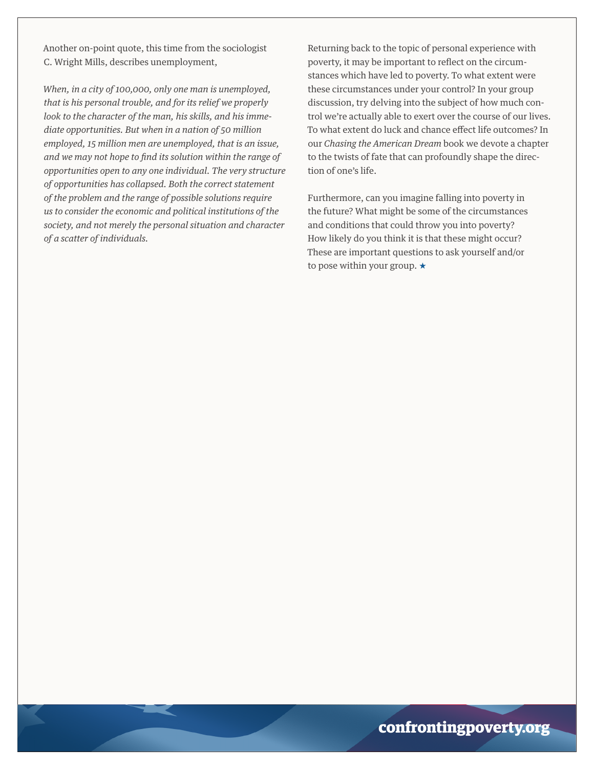Another on-point quote, this time from the sociologist C. Wright Mills, describes unemployment,

*When, in a city of 100,000, only one man is unemployed, that is his personal trouble, and for its relief we properly look to the character of the man, his skills, and his immediate opportunities. But when in a nation of 50 million employed, 15 million men are unemployed, that is an issue, and we may not hope to find its solution within the range of opportunities open to any one individual. The very structure of opportunities has collapsed. Both the correct statement of the problem and the range of possible solutions require us to consider the economic and political institutions of the society, and not merely the personal situation and character of a scatter of individuals.*

Returning back to the topic of personal experience with poverty, it may be important to reflect on the circumstances which have led to poverty. To what extent were these circumstances under your control? In your group discussion, try delving into the subject of how much control we're actually able to exert over the course of our lives. To what extent do luck and chance effect life outcomes? In our *Chasing the American Dream* book we devote a chapter to the twists of fate that can profoundly shape the direction of one's life.

Furthermore, can you imagine falling into poverty in the future? What might be some of the circumstances and conditions that could throw you into poverty? How likely do you think it is that these might occur? These are important questions to ask yourself and/or to pose within your group. ★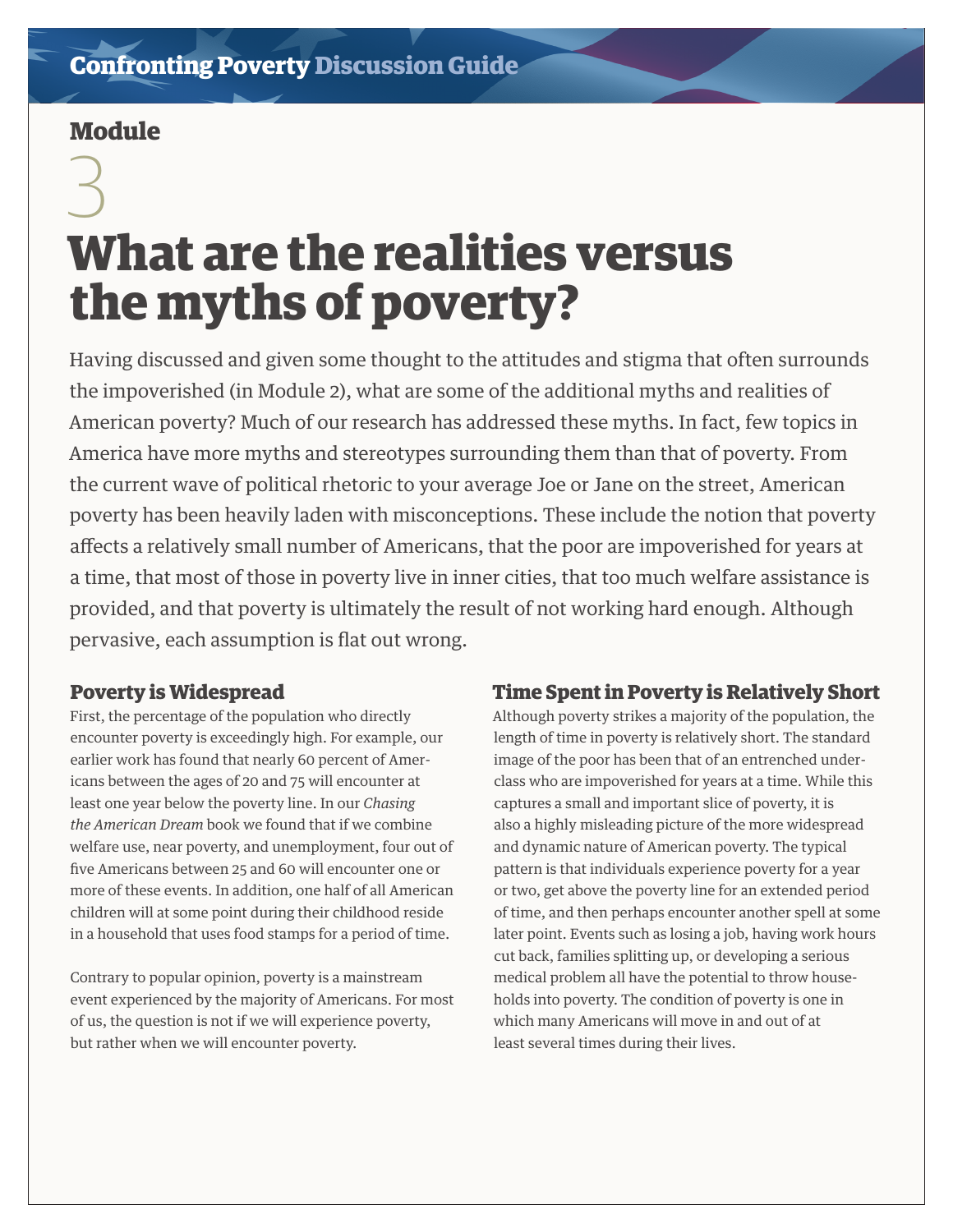## Module

# 3

# What are the realities versus the myths of poverty?

Having discussed and given some thought to the attitudes and stigma that often surrounds the impoverished (in Module 2), what are some of the additional myths and realities of American poverty? Much of our research has addressed these myths. In fact, few topics in America have more myths and stereotypes surrounding them than that of poverty. From the current wave of political rhetoric to your average Joe or Jane on the street, American poverty has been heavily laden with misconceptions. These include the notion that poverty affects a relatively small number of Americans, that the poor are impoverished for years at a time, that most of those in poverty live in inner cities, that too much welfare assistance is provided, and that poverty is ultimately the result of not working hard enough. Although pervasive, each assumption is flat out wrong.

### Poverty is Widespread

First, the percentage of the population who directly encounter poverty is exceedingly high. For example, our earlier work has found that nearly 60 percent of Americans between the ages of 20 and 75 will encounter at least one year below the poverty line. In our *Chasing the American Dream* book we found that if we combine welfare use, near poverty, and unemployment, four out of five Americans between 25 and 60 will encounter one or more of these events. In addition, one half of all American children will at some point during their childhood reside in a household that uses food stamps for a period of time.

Contrary to popular opinion, poverty is a mainstream event experienced by the majority of Americans. For most of us, the question is not if we will experience poverty, but rather when we will encounter poverty.

### Time Spent in Poverty is Relatively Short

Although poverty strikes a majority of the population, the length of time in poverty is relatively short. The standard image of the poor has been that of an entrenched underclass who are impoverished for years at a time. While this captures a small and important slice of poverty, it is also a highly misleading picture of the more widespread and dynamic nature of American poverty. The typical pattern is that individuals experience poverty for a year or two, get above the poverty line for an extended period of time, and then perhaps encounter another spell at some later point. Events such as losing a job, having work hours cut back, families splitting up, or developing a serious medical problem all have the potential to throw households into poverty. The condition of poverty is one in which many Americans will move in and out of at least several times during their lives.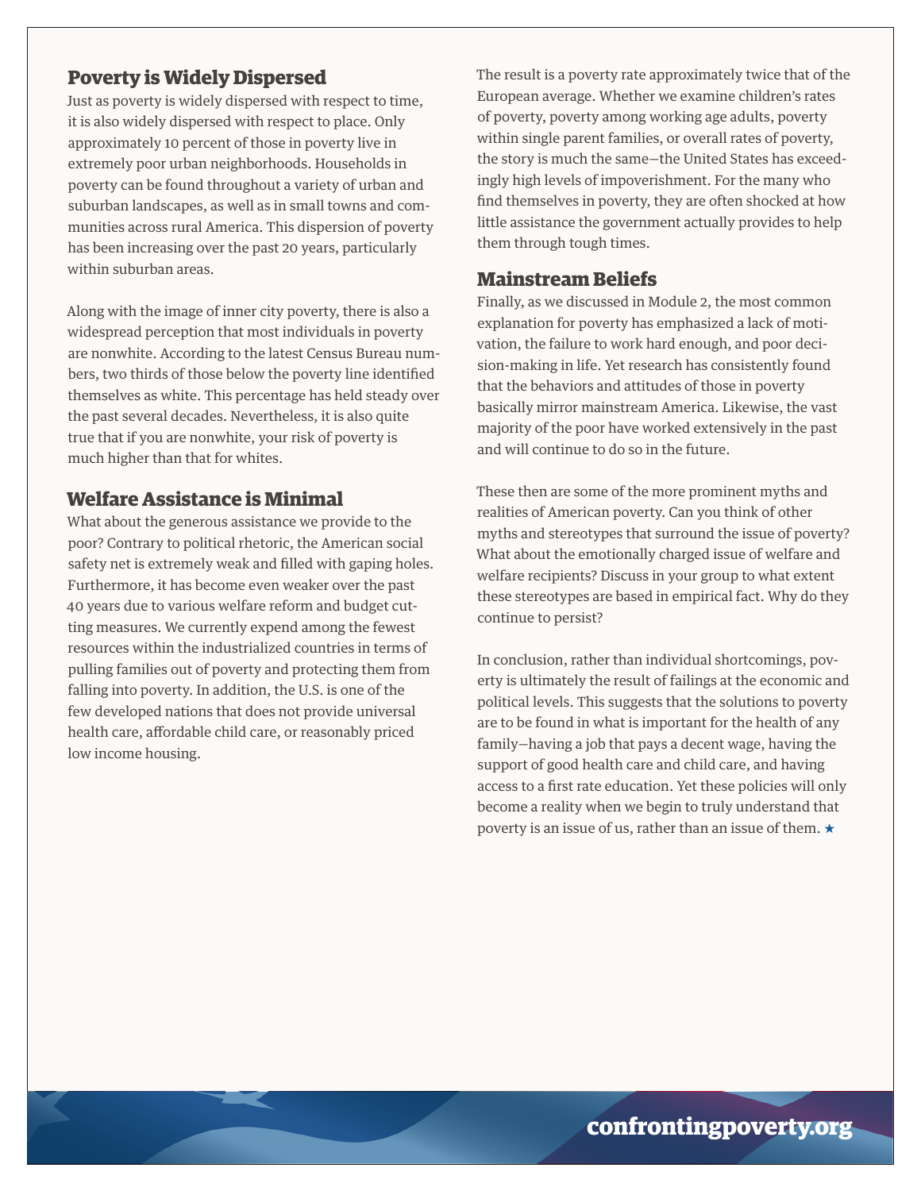## Poverty is Widely Dispersed

Just as poverty is widely dispersed with respect to time, it is also widely dispersed with respect to place. Only approximately 10 percent of those in poverty live in extremely poor urban neighborhoods. Households in poverty can be found throughout a variety of urban and suburban landscapes, as well as in small towns and communities across rural America. This dispersion of poverty has been increasing over the past 20 years, particularly within suburban areas.

Along with the image of inner city poverty, there is also a widespread perception that most individuals in poverty are nonwhite. According to the latest Census Bureau numbers, two thirds of those below the poverty line identified themselves as white. This percentage has held steady over the past several decades. Nevertheless, it is also quite true that if you are nonwhite, your risk of poverty is much higher than that for whites.

## Welfare Assistance is Minimal

What about the generous assistance we provide to the poor? Contrary to political rhetoric, the American social safety net is extremely weak and filled with gaping holes. Furthermore, it has become even weaker over the past 40 years due to various welfare reform and budget cutting measures. We currently expend among the fewest resources within the industrialized countries in terms of pulling families out of poverty and protecting them from falling into poverty. In addition, the U.S. is one of the few developed nations that does not provide universal health care, affordable child care, or reasonably priced low income housing.

The result is a poverty rate approximately twice that of the European average. Whether we examine children's rates of poverty, poverty among working age adults, poverty within single parent families, or overall rates of poverty, the story is much the same—the United States has exceedingly high levels of impoverishment. For the many who find themselves in poverty, they are often shocked at how little assistance the government actually provides to help them through tough times.

## Mainstream Beliefs

Finally, as we discussed in Module 2, the most common explanation for poverty has emphasized a lack of motivation, the failure to work hard enough, and poor decision-making in life. Yet research has consistently found that the behaviors and attitudes of those in poverty basically mirror mainstream America. Likewise, the vast majority of the poor have worked extensively in the past and will continue to do so in the future.

These then are some of the more prominent myths and realities of American poverty. Can you think of other myths and stereotypes that surround the issue of poverty? What about the emotionally charged issue of welfare and welfare recipients? Discuss in your group to what extent these stereotypes are based in empirical fact. Why do they continue to persist?

In conclusion, rather than individual shortcomings, poverty is ultimately the result of failings at the economic and political levels. This suggests that the solutions to poverty are to be found in what is important for the health of any family—having a job that pays a decent wage, having the support of good health care and child care, and having access to a first rate education. Yet these policies will only become a reality when we begin to truly understand that poverty is an issue of us, rather than an issue of them. ★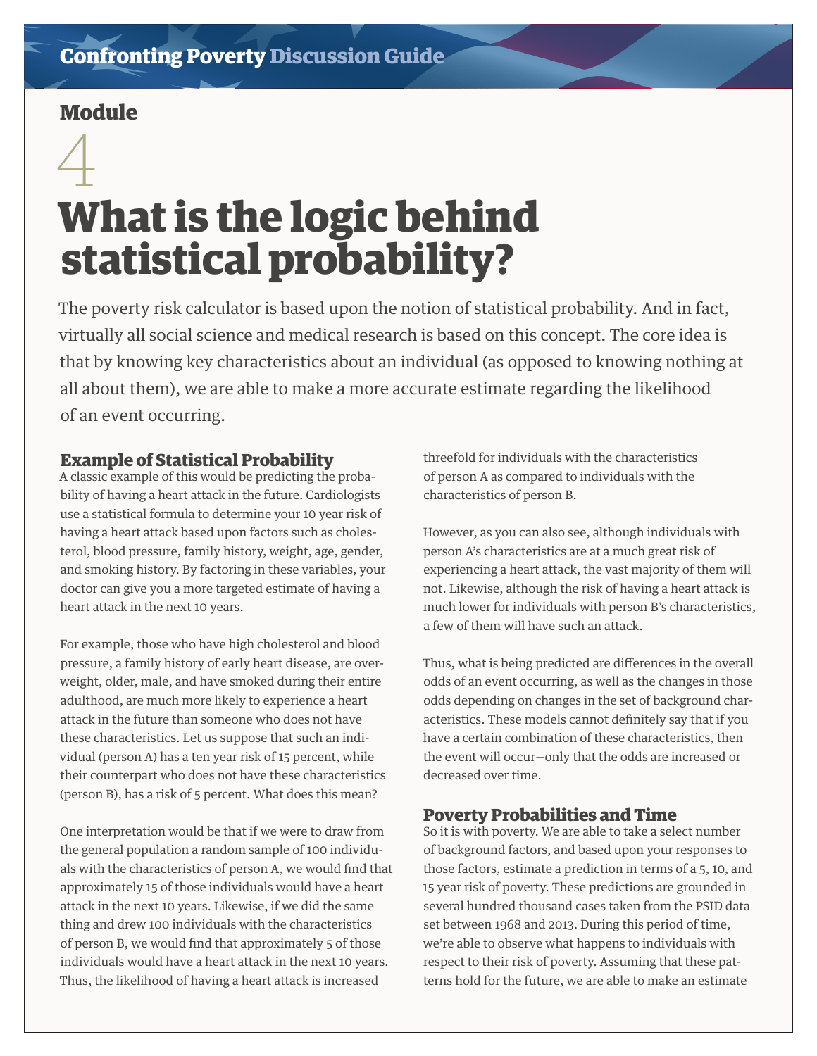## Module

4

# What is the logic behind statistical probability?

The poverty risk calculator is based upon the notion of statistical probability. And in fact, virtually all social science and medical research is based on this concept. The core idea is that by knowing key characteristics about an individual (as opposed to knowing nothing at all about them), we are able to make a more accurate estimate regarding the likelihood of an event occurring.

### Example of Statistical Probability

A classic example of this would be predicting the probability of having a heart attack in the future. Cardiologists use a statistical formula to determine your 10 year risk of having a heart attack based upon factors such as cholesterol, blood pressure, family history, weight, age, gender, and smoking history. By factoring in these variables, your doctor can give you a more targeted estimate of having a heart attack in the next 10 years.

For example, those who have high cholesterol and blood pressure, a family history of early heart disease, are overweight, older, male, and have smoked during their entire adulthood, are much more likely to experience a heart attack in the future than someone who does not have these characteristics. Let us suppose that such an individual (person A) has a ten year risk of 15 percent, while their counterpart who does not have these characteristics (person B), has a risk of 5 percent. What does this mean?

One interpretation would be that if we were to draw from the general population a random sample of 100 individuals with the characteristics of person A, we would find that approximately 15 of those individuals would have a heart attack in the next 10 years. Likewise, if we did the same thing and drew 100 individuals with the characteristics of person B, we would find that approximately 5 of those individuals would have a heart attack in the next 10 years. Thus, the likelihood of having a heart attack is increased threefold for individuals with the characteristics of person A as compared to individuals with the characteristics of person B.

However, as you can also see, although individuals with person A's characteristics are at a much great risk of experiencing a heart attack, the vast majority of them will not. Likewise, although the risk of having a heart attack is much lower for individuals with person B's characteristics, a few of them will have such an attack.

Thus, what is being predicted are differences in the overall odds of an event occurring, as well as the changes in those odds depending on changes in the set of background characteristics. These models cannot definitely say that if you have a certain combination of these characteristics, then the event will occur—only that the odds are increased or decreased over time.

### Poverty Probabilities and Time

So it is with poverty. We are able to take a select number of background factors, and based upon your responses to those factors, estimate a prediction in terms of a 5, 10, and 15 year risk of poverty. These predictions are grounded in several hundred thousand cases taken from the PSID data set between 1968 and 2013. During this period of time, we're able to observe what happens to individuals with respect to their risk of poverty. Assuming that these patterns hold for the future, we are able to make an estimate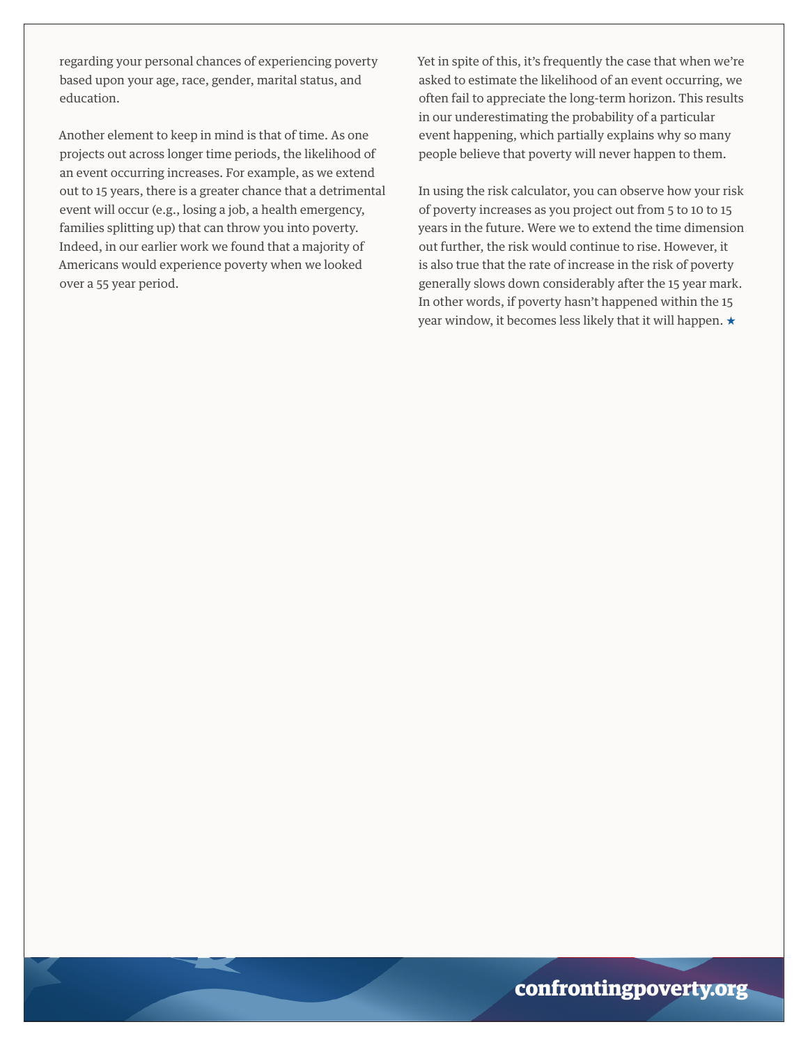regarding your personal chances of experiencing poverty based upon your age, race, gender, marital status, and education.

Another element to keep in mind is that of time. As one projects out across longer time periods, the likelihood of an event occurring increases. For example, as we extend out to 15 years, there is a greater chance that a detrimental event will occur (e.g., losing a job, a health emergency, families splitting up) that can throw you into poverty. Indeed, in our earlier work we found that a majority of Americans would experience poverty when we looked over a 55 year period.

Yet in spite of this, it's frequently the case that when we're asked to estimate the likelihood of an event occurring, we often fail to appreciate the long-term horizon. This results in our underestimating the probability of a particular event happening, which partially explains why so many people believe that poverty will never happen to them.

In using the risk calculator, you can observe how your risk of poverty increases as you project out from 5 to 10 to 15 years in the future. Were we to extend the time dimension out further, the risk would continue to rise. However, it is also true that the rate of increase in the risk of poverty generally slows down considerably after the 15 year mark. In other words, if poverty hasn't happened within the 15 year window, it becomes less likely that it will happen. ★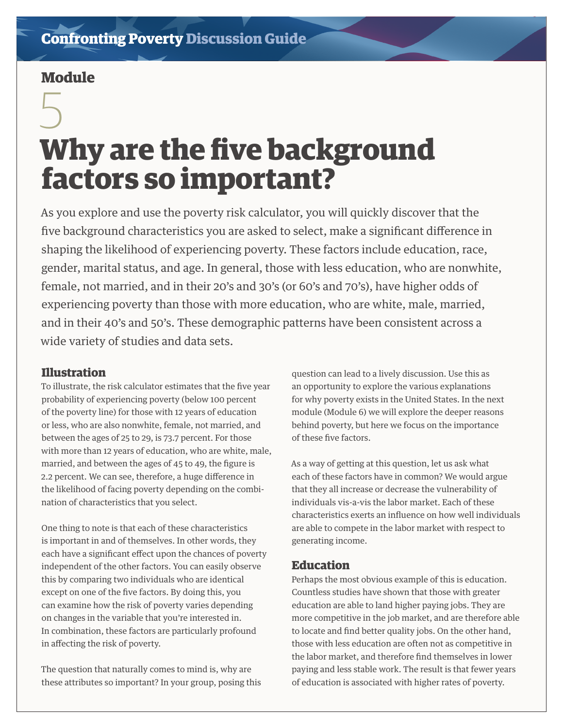## Module

5

# Why are the five background factors so important?

As you explore and use the poverty risk calculator, you will quickly discover that the five background characteristics you are asked to select, make a significant difference in shaping the likelihood of experiencing poverty. These factors include education, race, gender, marital status, and age. In general, those with less education, who are nonwhite, female, not married, and in their 20's and 30's (or 60's and 70's), have higher odds of experiencing poverty than those with more education, who are white, male, married, and in their 40's and 50's. These demographic patterns have been consistent across a wide variety of studies and data sets.

### Illustration

To illustrate, the risk calculator estimates that the five year probability of experiencing poverty (below 100 percent of the poverty line) for those with 12 years of education or less, who are also nonwhite, female, not married, and between the ages of 25 to 29, is 73.7 percent. For those with more than 12 years of education, who are white, male, married, and between the ages of 45 to 49, the figure is 2.2 percent. We can see, therefore, a huge difference in the likelihood of facing poverty depending on the combination of characteristics that you select.

One thing to note is that each of these characteristics is important in and of themselves. In other words, they each have a significant effect upon the chances of poverty independent of the other factors. You can easily observe this by comparing two individuals who are identical except on one of the five factors. By doing this, you can examine how the risk of poverty varies depending on changes in the variable that you're interested in. In combination, these factors are particularly profound in affecting the risk of poverty.

The question that naturally comes to mind is, why are these attributes so important? In your group, posing this question can lead to a lively discussion. Use this as an opportunity to explore the various explanations for why poverty exists in the United States. In the next module (Module 6) we will explore the deeper reasons behind poverty, but here we focus on the importance of these five factors.

As a way of getting at this question, let us ask what each of these factors have in common? We would argue that they all increase or decrease the vulnerability of individuals vis-a-vis the labor market. Each of these characteristics exerts an influence on how well individuals are able to compete in the labor market with respect to generating income.

### Education

Perhaps the most obvious example of this is education. Countless studies have shown that those with greater education are able to land higher paying jobs. They are more competitive in the job market, and are therefore able to locate and find better quality jobs. On the other hand, those with less education are often not as competitive in the labor market, and therefore find themselves in lower paying and less stable work. The result is that fewer years of education is associated with higher rates of poverty.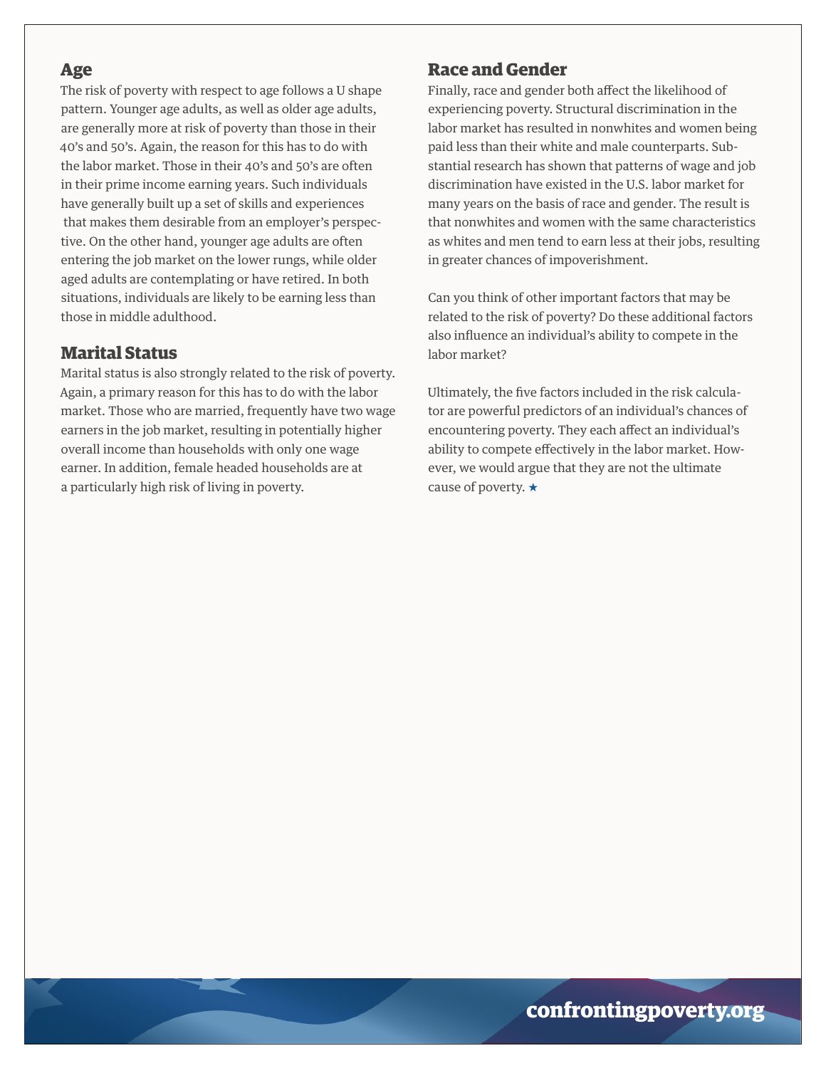## Age

The risk of poverty with respect to age follows a U shape pattern. Younger age adults, as well as older age adults, are generally more at risk of poverty than those in their 40's and 50's. Again, the reason for this has to do with the labor market. Those in their 40's and 50's are often in their prime income earning years. Such individuals have generally built up a set of skills and experiences that makes them desirable from an employer's perspective. On the other hand, younger age adults are often entering the job market on the lower rungs, while older aged adults are contemplating or have retired. In both situations, individuals are likely to be earning less than those in middle adulthood.

## Marital Status

Marital status is also strongly related to the risk of poverty. Again, a primary reason for this has to do with the labor market. Those who are married, frequently have two wage earners in the job market, resulting in potentially higher overall income than households with only one wage earner. In addition, female headed households are at a particularly high risk of living in poverty.

## Race and Gender

Finally, race and gender both affect the likelihood of experiencing poverty. Structural discrimination in the labor market has resulted in nonwhites and women being paid less than their white and male counterparts. Substantial research has shown that patterns of wage and job discrimination have existed in the U.S. labor market for many years on the basis of race and gender. The result is that nonwhites and women with the same characteristics as whites and men tend to earn less at their jobs, resulting in greater chances of impoverishment.

Can you think of other important factors that may be related to the risk of poverty? Do these additional factors also influence an individual's ability to compete in the labor market?

Ultimately, the five factors included in the risk calculator are powerful predictors of an individual's chances of encountering poverty. They each affect an individual's ability to compete effectively in the labor market. However, we would argue that they are not the ultimate cause of poverty. ★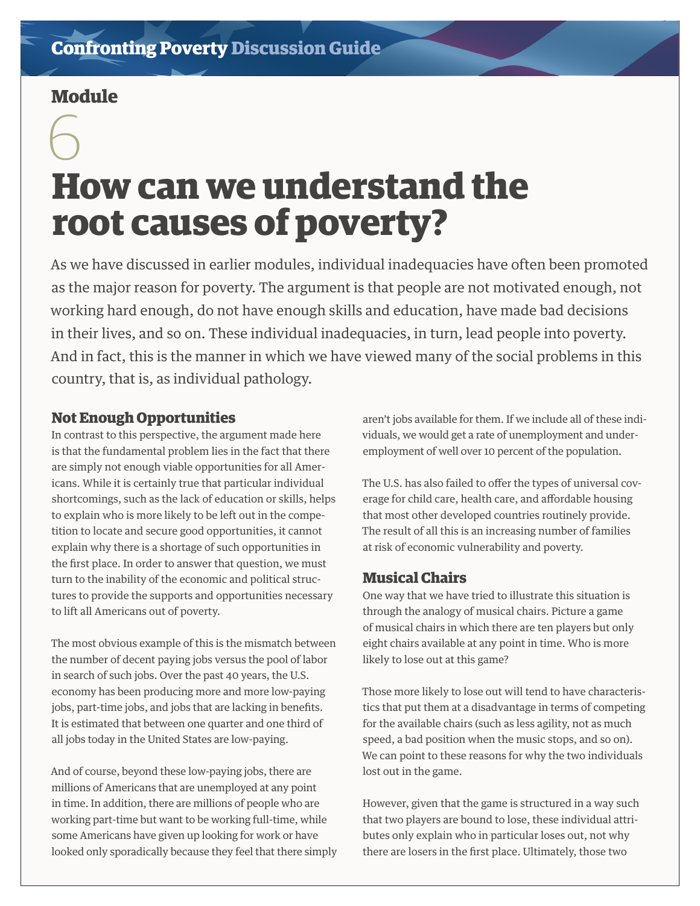## Module

6

# How can we understand the root causes of poverty?

As we have discussed in earlier modules, individual inadequacies have often been promoted as the major reason for poverty. The argument is that people are not motivated enough, not working hard enough, do not have enough skills and education, have made bad decisions in their lives, and so on. These individual inadequacies, in turn, lead people into poverty. And in fact, this is the manner in which we have viewed many of the social problems in this country, that is, as individual pathology.

### Not Enough Opportunities

In contrast to this perspective, the argument made here is that the fundamental problem lies in the fact that there are simply not enough viable opportunities for all Americans. While it is certainly true that particular individual shortcomings, such as the lack of education or skills, helps to explain who is more likely to be left out in the competition to locate and secure good opportunities, it cannot explain why there is a shortage of such opportunities in the first place. In order to answer that question, we must turn to the inability of the economic and political structures to provide the supports and opportunities necessary to lift all Americans out of poverty.

The most obvious example of this is the mismatch between the number of decent paying jobs versus the pool of labor in search of such jobs. Over the past 40 years, the U.S. economy has been producing more and more low-paying jobs, part-time jobs, and jobs that are lacking in benefits. It is estimated that between one quarter and one third of all jobs today in the United States are low-paying.

And of course, beyond these low-paying jobs, there are millions of Americans that are unemployed at any point in time. In addition, there are millions of people who are working part-time but want to be working full-time, while some Americans have given up looking for work or have looked only sporadically because they feel that there simply aren't jobs available for them. If we include all of these individuals, we would get a rate of unemployment and underemployment of well over 10 percent of the population.

The U.S. has also failed to offer the types of universal coverage for child care, health care, and affordable housing that most other developed countries routinely provide. The result of all this is an increasing number of families at risk of economic vulnerability and poverty.

### Musical Chairs

One way that we have tried to illustrate this situation is through the analogy of musical chairs. Picture a game of musical chairs in which there are ten players but only eight chairs available at any point in time. Who is more likely to lose out at this game?

Those more likely to lose out will tend to have characteristics that put them at a disadvantage in terms of competing for the available chairs (such as less agility, not as much speed, a bad position when the music stops, and so on). We can point to these reasons for why the two individuals lost out in the game.

However, given that the game is structured in a way such that two players are bound to lose, these individual attributes only explain who in particular loses out, not why there are losers in the first place. Ultimately, those two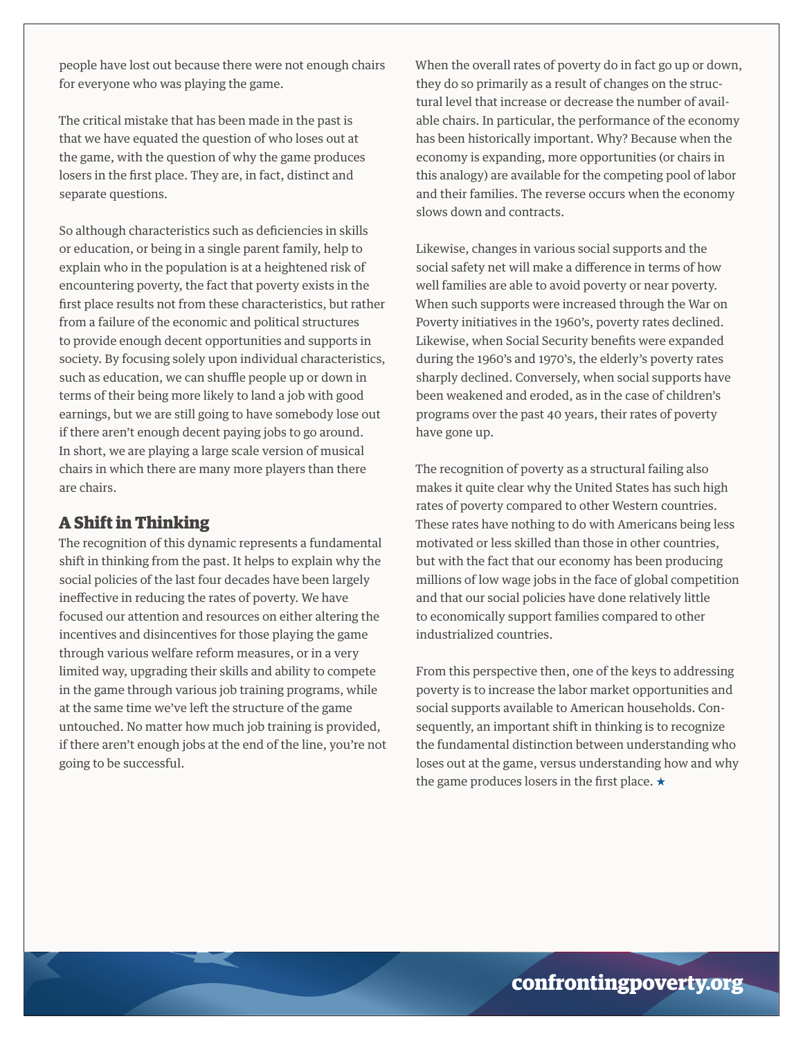people have lost out because there were not enough chairs for everyone who was playing the game.

The critical mistake that has been made in the past is that we have equated the question of who loses out at the game, with the question of why the game produces losers in the first place. They are, in fact, distinct and separate questions.

So although characteristics such as deficiencies in skills or education, or being in a single parent family, help to explain who in the population is at a heightened risk of encountering poverty, the fact that poverty exists in the first place results not from these characteristics, but rather from a failure of the economic and political structures to provide enough decent opportunities and supports in society. By focusing solely upon individual characteristics, such as education, we can shuffle people up or down in terms of their being more likely to land a job with good earnings, but we are still going to have somebody lose out if there aren't enough decent paying jobs to go around. In short, we are playing a large scale version of musical chairs in which there are many more players than there are chairs.

## A Shift in Thinking

The recognition of this dynamic represents a fundamental shift in thinking from the past. It helps to explain why the social policies of the last four decades have been largely ineffective in reducing the rates of poverty. We have focused our attention and resources on either altering the incentives and disincentives for those playing the game through various welfare reform measures, or in a very limited way, upgrading their skills and ability to compete in the game through various job training programs, while at the same time we've left the structure of the game untouched. No matter how much job training is provided, if there aren't enough jobs at the end of the line, you're not going to be successful.

When the overall rates of poverty do in fact go up or down, they do so primarily as a result of changes on the structural level that increase or decrease the number of available chairs. In particular, the performance of the economy has been historically important. Why? Because when the economy is expanding, more opportunities (or chairs in this analogy) are available for the competing pool of labor and their families. The reverse occurs when the economy slows down and contracts.

Likewise, changes in various social supports and the social safety net will make a difference in terms of how well families are able to avoid poverty or near poverty. When such supports were increased through the War on Poverty initiatives in the 1960's, poverty rates declined. Likewise, when Social Security benefits were expanded during the 1960's and 1970's, the elderly's poverty rates sharply declined. Conversely, when social supports have been weakened and eroded, as in the case of children's programs over the past 40 years, their rates of poverty have gone up.

The recognition of poverty as a structural failing also makes it quite clear why the United States has such high rates of poverty compared to other Western countries. These rates have nothing to do with Americans being less motivated or less skilled than those in other countries, but with the fact that our economy has been producing millions of low wage jobs in the face of global competition and that our social policies have done relatively little to economically support families compared to other industrialized countries.

From this perspective then, one of the keys to addressing poverty is to increase the labor market opportunities and social supports available to American households. Consequently, an important shift in thinking is to recognize the fundamental distinction between understanding who loses out at the game, versus understanding how and why the game produces losers in the first place. ★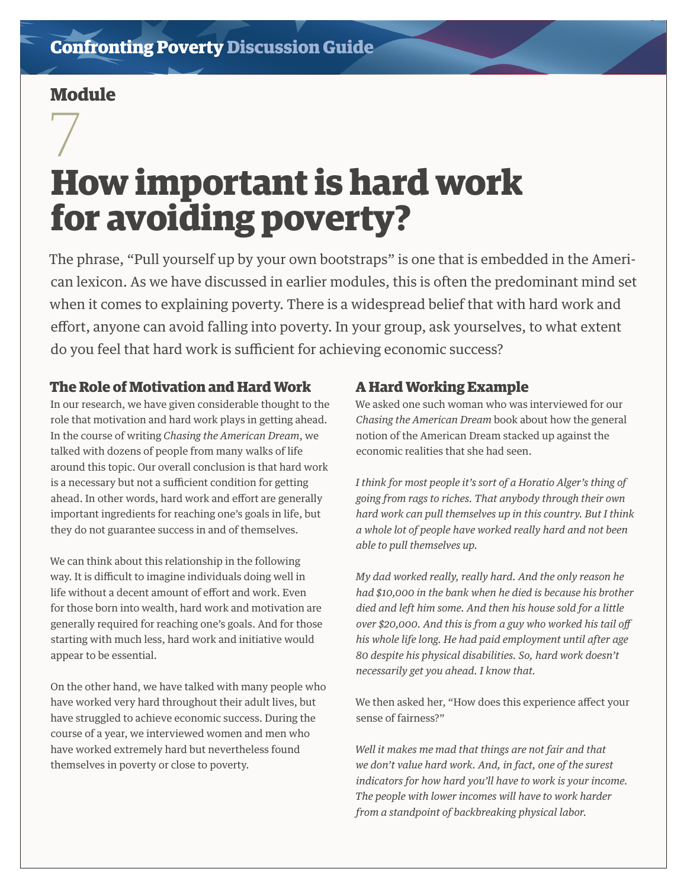Confronting Poverty Discussion Guide

## Module 7

# How important is hard work for avoiding poverty?

The phrase, "Pull yourself up by your own bootstraps" is one that is embedded in the American lexicon. As we have discussed in earlier modules, this is often the predominant mind set when it comes to explaining poverty. There is a widespread belief that with hard work and effort, anyone can avoid falling into poverty. In your group, ask yourselves, to what extent do you feel that hard work is sufficient for achieving economic success?

### The Role of Motivation and Hard Work

In our research, we have given considerable thought to the role that motivation and hard work plays in getting ahead. In the course of writing *Chasing the American Dream*, we talked with dozens of people from many walks of life around this topic. Our overall conclusion is that hard work is a necessary but not a sufficient condition for getting ahead. In other words, hard work and effort are generally important ingredients for reaching one's goals in life, but they do not guarantee success in and of themselves.

We can think about this relationship in the following way. It is difficult to imagine individuals doing well in life without a decent amount of effort and work. Even for those born into wealth, hard work and motivation are generally required for reaching one's goals. And for those starting with much less, hard work and initiative would appear to be essential.

On the other hand, we have talked with many people who have worked very hard throughout their adult lives, but have struggled to achieve economic success. During the course of a year, we interviewed women and men who have worked extremely hard but nevertheless found themselves in poverty or close to poverty.

### A Hard Working Example

We asked one such woman who was interviewed for our *Chasing the American Dream* book about how the general notion of the American Dream stacked up against the economic realities that she had seen.

*I think for most people it's sort of a Horatio Alger's thing of going from rags to riches. That anybody through their own hard work can pull themselves up in this country. But I think a whole lot of people have worked really hard and not been able to pull themselves up.*

*My dad worked really, really hard. And the only reason he had $10,000 in the bank when he died is because his brother died and left him some. And then his house sold for a little over $20,000. And this is from a guy who worked his tail off his whole life long. He had paid employment until after age 80 despite his physical disabilities. So, hard work doesn't necessarily get you ahead. I know that.*

We then asked her, "How does this experience affect your sense of fairness?"

*Well it makes me mad that things are not fair and that we don't value hard work. And, in fact, one of the surest indicators for how hard you'll have to work is your income. The people with lower incomes will have to work harder from a standpoint of backbreaking physical labor.*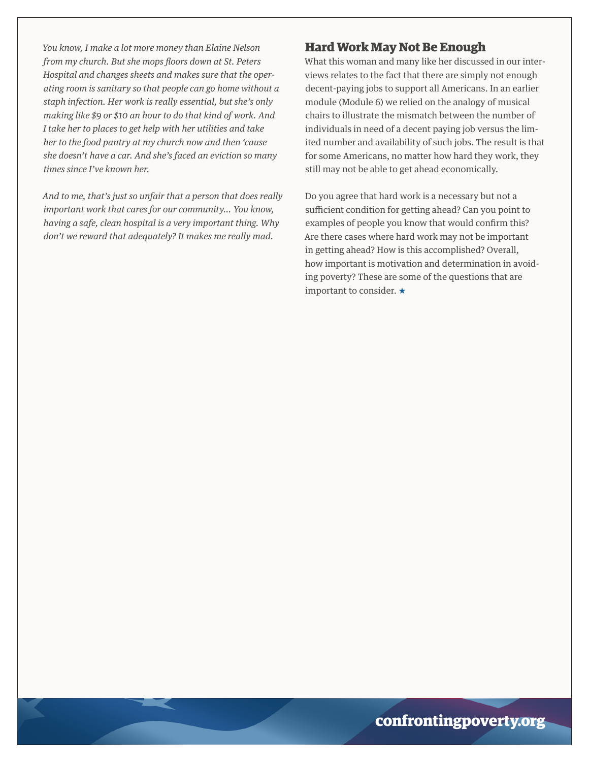*You know, I make a lot more money than Elaine Nelson from my church. But she mops floors down at St. Peters Hospital and changes sheets and makes sure that the operating room is sanitary so that people can go home without a staph infection. Her work is really essential, but she's only making like $9 or $10 an hour to do that kind of work. And I take her to places to get help with her utilities and take her to the food pantry at my church now and then 'cause she doesn't have a car. And she's faced an eviction so many times since I've known her.*

*And to me, that's just so unfair that a person that does really important work that cares for our community... You know, having a safe, clean hospital is a very important thing. Why don't we reward that adequately? It makes me really mad.*

## Hard Work May Not Be Enough

What this woman and many like her discussed in our interviews relates to the fact that there are simply not enough decent-paying jobs to support all Americans. In an earlier module (Module 6) we relied on the analogy of musical chairs to illustrate the mismatch between the number of individuals in need of a decent paying job versus the limited number and availability of such jobs. The result is that for some Americans, no matter how hard they work, they still may not be able to get ahead economically.

Do you agree that hard work is a necessary but not a sufficient condition for getting ahead? Can you point to examples of people you know that would confirm this? Are there cases where hard work may not be important in getting ahead? How is this accomplished? Overall, how important is motivation and determination in avoiding poverty? These are some of the questions that are important to consider. ★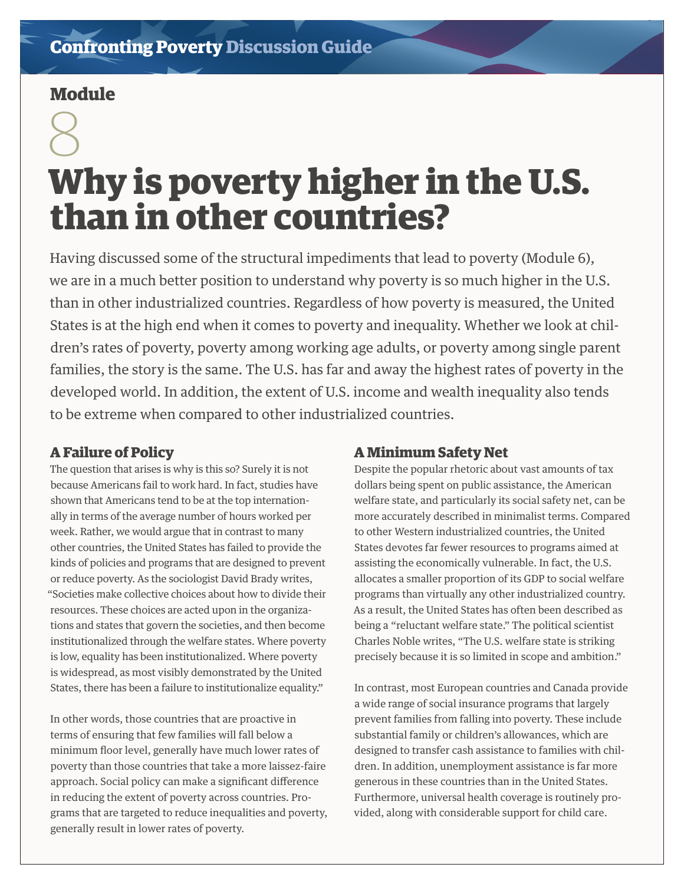# Module 8

## Why is poverty higher in the U.S. than in other countries?

Having discussed some of the structural impediments that lead to poverty (Module 6), we are in a much better position to understand why poverty is so much higher in the U.S. than in other industrialized countries. Regardless of how poverty is measured, the United States is at the high end when it comes to poverty and inequality. Whether we look at children's rates of poverty, poverty among working age adults, or poverty among single parent families, the story is the same. The U.S. has far and away the highest rates of poverty in the developed world. In addition, the extent of U.S. income and wealth inequality also tends to be extreme when compared to other industrialized countries.

### A Failure of Policy

The question that arises is why is this so? Surely it is not because Americans fail to work hard. In fact, studies have shown that Americans tend to be at the top internationally in terms of the average number of hours worked per week. Rather, we would argue that in contrast to many other countries, the United States has failed to provide the kinds of policies and programs that are designed to prevent or reduce poverty. As the sociologist David Brady writes, "Societies make collective choices about how to divide their resources. These choices are acted upon in the organizations and states that govern the societies, and then become institutionalized through the welfare states. Where poverty is low, equality has been institutionalized. Where poverty is widespread, as most visibly demonstrated by the United States, there has been a failure to institutionalize equality."

In other words, those countries that are proactive in terms of ensuring that few families will fall below a minimum floor level, generally have much lower rates of poverty than those countries that take a more laissez-faire approach. Social policy can make a significant difference in reducing the extent of poverty across countries. Programs that are targeted to reduce inequalities and poverty, generally result in lower rates of poverty.

### A Minimum Safety Net

Despite the popular rhetoric about vast amounts of tax dollars being spent on public assistance, the American welfare state, and particularly its social safety net, can be more accurately described in minimalist terms. Compared to other Western industrialized countries, the United States devotes far fewer resources to programs aimed at assisting the economically vulnerable. In fact, the U.S. allocates a smaller proportion of its GDP to social welfare programs than virtually any other industrialized country. As a result, the United States has often been described as being a "reluctant welfare state." The political scientist Charles Noble writes, "The U.S. welfare state is striking precisely because it is so limited in scope and ambition."

In contrast, most European countries and Canada provide a wide range of social insurance programs that largely prevent families from falling into poverty. These include substantial family or children's allowances, which are designed to transfer cash assistance to families with children. In addition, unemployment assistance is far more generous in these countries than in the United States. Furthermore, universal health coverage is routinely provided, along with considerable support for child care.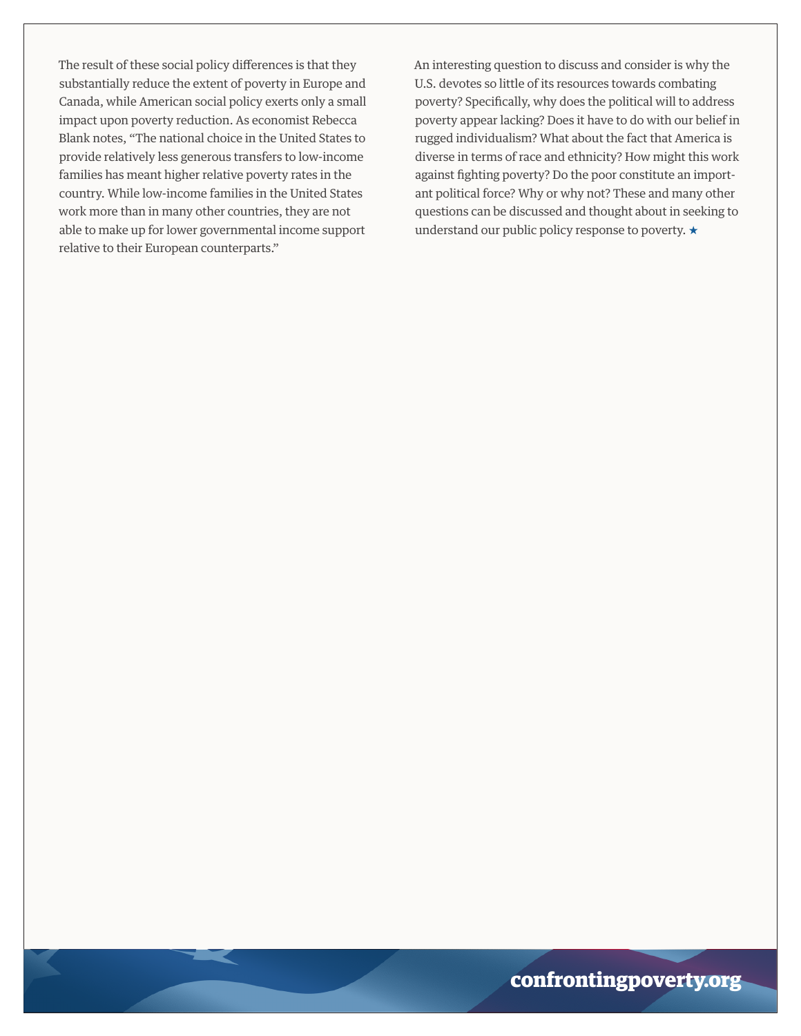The result of these social policy differences is that they substantially reduce the extent of poverty in Europe and Canada, while American social policy exerts only a small impact upon poverty reduction. As economist Rebecca Blank notes, "The national choice in the United States to provide relatively less generous transfers to low-income families has meant higher relative poverty rates in the country. While low-income families in the United States work more than in many other countries, they are not able to make up for lower governmental income support relative to their European counterparts."

An interesting question to discuss and consider is why the U.S. devotes so little of its resources towards combating poverty? Specifically, why does the political will to address poverty appear lacking? Does it have to do with our belief in rugged individualism? What about the fact that America is diverse in terms of race and ethnicity? How might this work against fighting poverty? Do the poor constitute an important political force? Why or why not? These and many other questions can be discussed and thought about in seeking to understand our public policy response to poverty. ★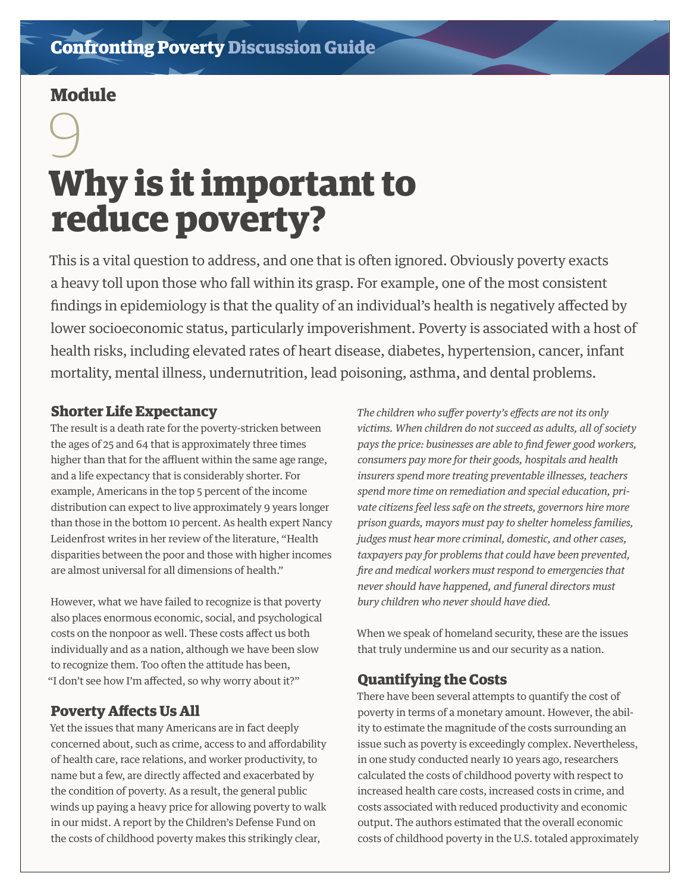## Module

# 9

# Why is it important to reduce poverty?

This is a vital question to address, and one that is often ignored. Obviously poverty exacts a heavy toll upon those who fall within its grasp. For example, one of the most consistent findings in epidemiology is that the quality of an individual's health is negatively affected by lower socioeconomic status, particularly impoverishment. Poverty is associated with a host of health risks, including elevated rates of heart disease, diabetes, hypertension, cancer, infant mortality, mental illness, undernutrition, lead poisoning, asthma, and dental problems.

### Shorter Life Expectancy

The result is a death rate for the poverty-stricken between the ages of 25 and 64 that is approximately three times higher than that for the affluent within the same age range, and a life expectancy that is considerably shorter. For example, Americans in the top 5 percent of the income distribution can expect to live approximately 9 years longer than those in the bottom 10 percent. As health expert Nancy Leidenfrost writes in her review of the literature, "Health disparities between the poor and those with higher incomes are almost universal for all dimensions of health."

However, what we have failed to recognize is that poverty also places enormous economic, social, and psychological costs on the nonpoor as well. These costs affect us both individually and as a nation, although we have been slow to recognize them. Too often the attitude has been, "I don't see how I'm affected, so why worry about it?"

### Poverty Affects Us All

Yet the issues that many Americans are in fact deeply concerned about, such as crime, access to and affordability of health care, race relations, and worker productivity, to name but a few, are directly affected and exacerbated by the condition of poverty. As a result, the general public winds up paying a heavy price for allowing poverty to walk in our midst. A report by the Children's Defense Fund on the costs of childhood poverty makes this strikingly clear,

*The children who suffer poverty's effects are not its only victims. When children do not succeed as adults, all of society pays the price: businesses are able to find fewer good workers, consumers pay more for their goods, hospitals and health insurers spend more treating preventable illnesses, teachers spend more time on remediation and special education, private citizens feel less safe on the streets, governors hire more prison guards, mayors must pay to shelter homeless families, judges must hear more criminal, domestic, and other cases, taxpayers pay for problems that could have been prevented, fire and medical workers must respond to emergencies that never should have happened, and funeral directors must bury children who never should have died.*

When we speak of homeland security, these are the issues that truly undermine us and our security as a nation.

### Quantifying the Costs

There have been several attempts to quantify the cost of poverty in terms of a monetary amount. However, the ability to estimate the magnitude of the costs surrounding an issue such as poverty is exceedingly complex. Nevertheless, in one study conducted nearly 10 years ago, researchers calculated the costs of childhood poverty with respect to increased health care costs, increased costs in crime, and costs associated with reduced productivity and economic output. The authors estimated that the overall economic costs of childhood poverty in the U.S. totaled approximately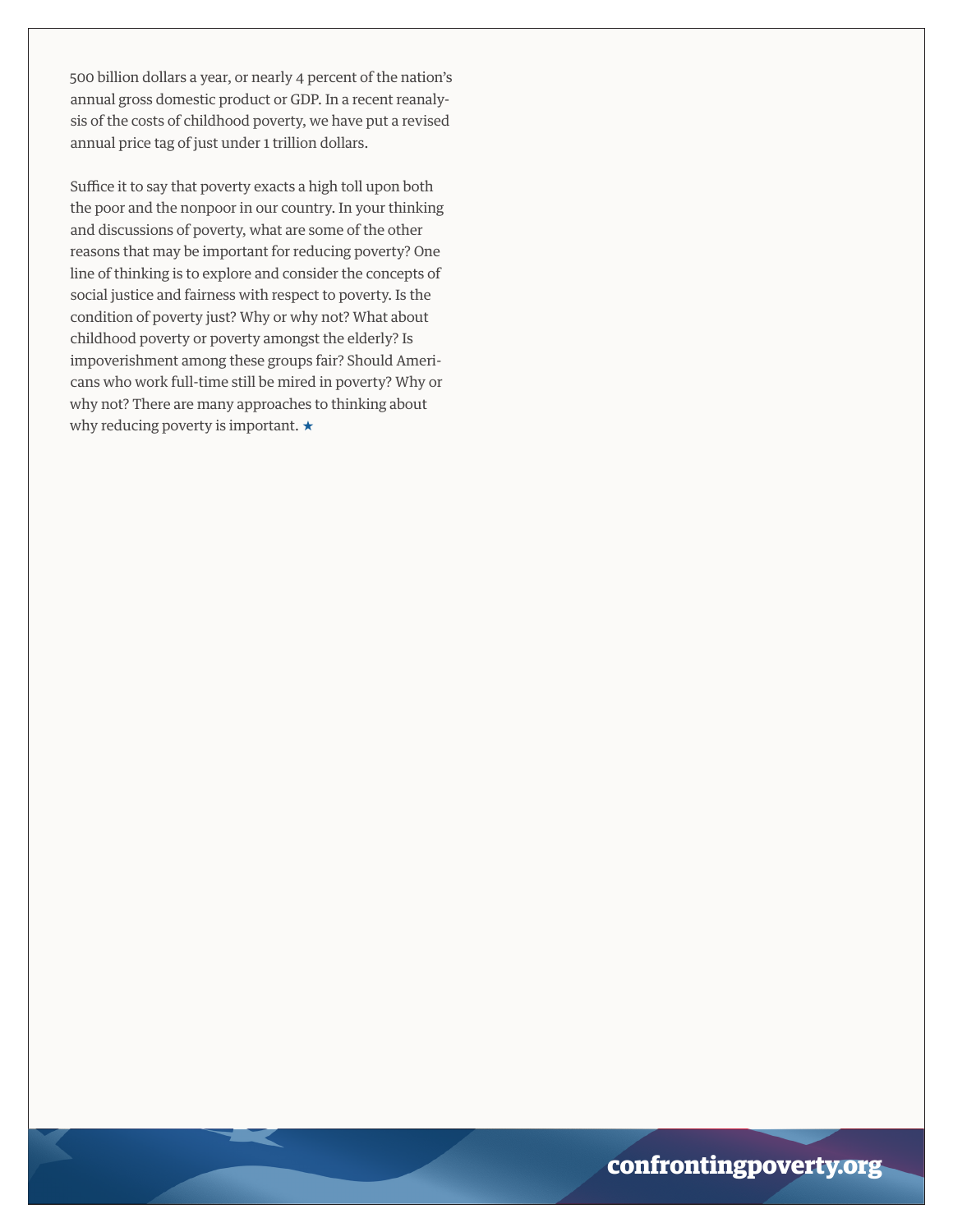500 billion dollars a year, or nearly 4 percent of the nation's annual gross domestic product or GDP. In a recent reanalysis of the costs of childhood poverty, we have put a revised annual price tag of just under 1 trillion dollars.

Suffice it to say that poverty exacts a high toll upon both the poor and the nonpoor in our country. In your thinking and discussions of poverty, what are some of the other reasons that may be important for reducing poverty? One line of thinking is to explore and consider the concepts of social justice and fairness with respect to poverty. Is the condition of poverty just? Why or why not? What about childhood poverty or poverty amongst the elderly? Is impoverishment among these groups fair? Should Americans who work full-time still be mired in poverty? Why or why not? There are many approaches to thinking about why reducing poverty is important. ★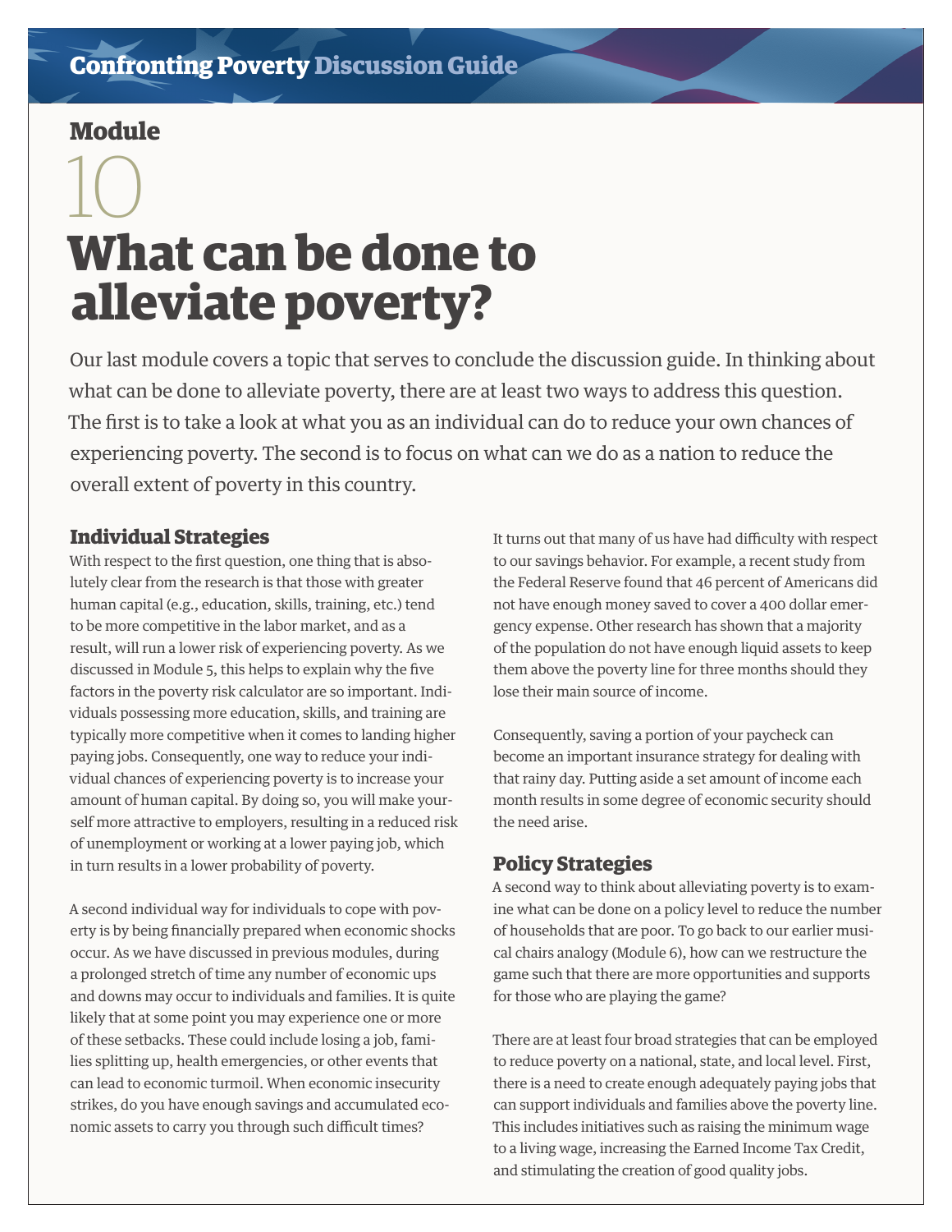# Module 10

# What can be done to alleviate poverty?

Our last module covers a topic that serves to conclude the discussion guide. In thinking about what can be done to alleviate poverty, there are at least two ways to address this question. The first is to take a look at what you as an individual can do to reduce your own chances of experiencing poverty. The second is to focus on what can we do as a nation to reduce the overall extent of poverty in this country.

## Individual Strategies

With respect to the first question, one thing that is absolutely clear from the research is that those with greater human capital (e.g., education, skills, training, etc.) tend to be more competitive in the labor market, and as a result, will run a lower risk of experiencing poverty. As we discussed in Module 5, this helps to explain why the five factors in the poverty risk calculator are so important. Individuals possessing more education, skills, and training are typically more competitive when it comes to landing higher paying jobs. Consequently, one way to reduce your individual chances of experiencing poverty is to increase your amount of human capital. By doing so, you will make yourself more attractive to employers, resulting in a reduced risk of unemployment or working at a lower paying job, which in turn results in a lower probability of poverty.

A second individual way for individuals to cope with poverty is by being financially prepared when economic shocks occur. As we have discussed in previous modules, during a prolonged stretch of time any number of economic ups and downs may occur to individuals and families. It is quite likely that at some point you may experience one or more of these setbacks. These could include losing a job, families splitting up, health emergencies, or other events that can lead to economic turmoil. When economic insecurity strikes, do you have enough savings and accumulated economic assets to carry you through such difficult times?

It turns out that many of us have had difficulty with respect to our savings behavior. For example, a recent study from the Federal Reserve found that 46 percent of Americans did not have enough money saved to cover a 400 dollar emergency expense. Other research has shown that a majority of the population do not have enough liquid assets to keep them above the poverty line for three months should they lose their main source of income.

Consequently, saving a portion of your paycheck can become an important insurance strategy for dealing with that rainy day. Putting aside a set amount of income each month results in some degree of economic security should the need arise.

## Policy Strategies

A second way to think about alleviating poverty is to examine what can be done on a policy level to reduce the number of households that are poor. To go back to our earlier musical chairs analogy (Module 6), how can we restructure the game such that there are more opportunities and supports for those who are playing the game?

There are at least four broad strategies that can be employed to reduce poverty on a national, state, and local level. First, there is a need to create enough adequately paying jobs that can support individuals and families above the poverty line. This includes initiatives such as raising the minimum wage to a living wage, increasing the Earned Income Tax Credit, and stimulating the creation of good quality jobs.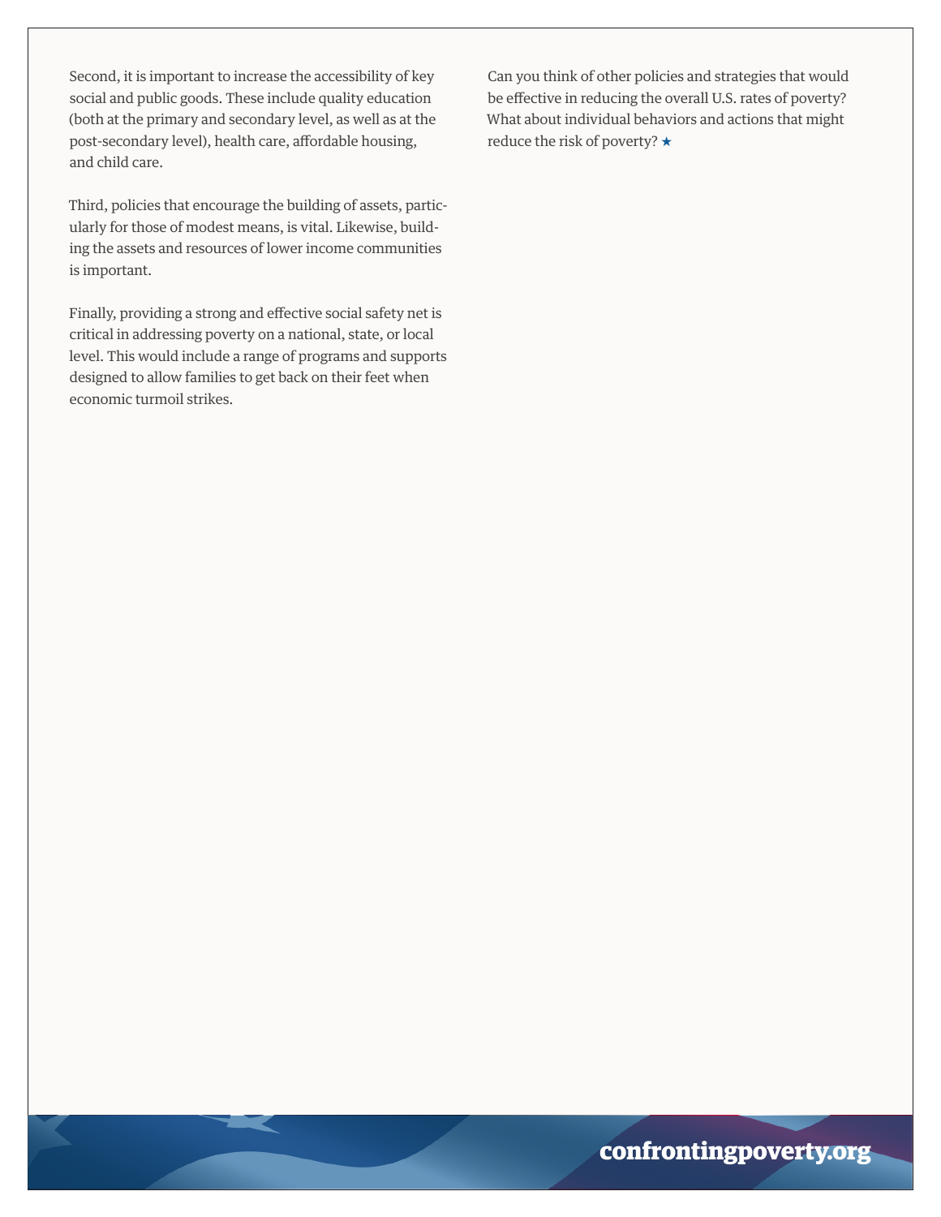Second, it is important to increase the accessibility of key social and public goods. These include quality education (both at the primary and secondary level, as well as at the post-secondary level), health care, affordable housing, and child care.

Third, policies that encourage the building of assets, particularly for those of modest means, is vital. Likewise, building the assets and resources of lower income communities is important.

Finally, providing a strong and effective social safety net is critical in addressing poverty on a national, state, or local level. This would include a range of programs and supports designed to allow families to get back on their feet when economic turmoil strikes.

Can you think of other policies and strategies that would be effective in reducing the overall U.S. rates of poverty? What about individual behaviors and actions that might reduce the risk of poverty? ★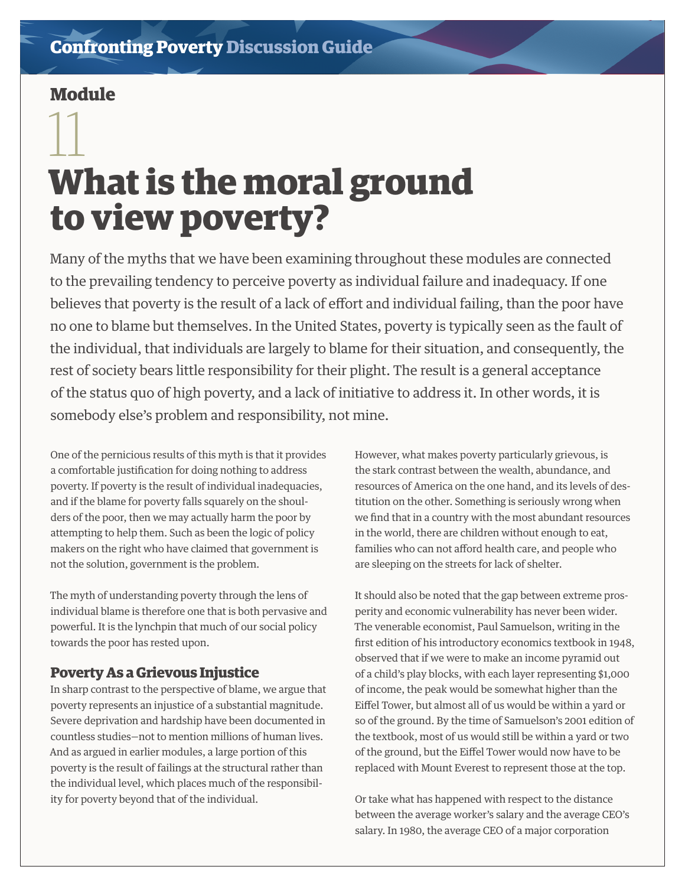## Module

# 11

# What is the moral ground to view poverty?

Many of the myths that we have been examining throughout these modules are connected to the prevailing tendency to perceive poverty as individual failure and inadequacy. If one believes that poverty is the result of a lack of effort and individual failing, than the poor have no one to blame but themselves. In the United States, poverty is typically seen as the fault of the individual, that individuals are largely to blame for their situation, and consequently, the rest of society bears little responsibility for their plight. The result is a general acceptance of the status quo of high poverty, and a lack of initiative to address it. In other words, it is somebody else's problem and responsibility, not mine.

One of the pernicious results of this myth is that it provides a comfortable justification for doing nothing to address poverty. If poverty is the result of individual inadequacies, and if the blame for poverty falls squarely on the shoulders of the poor, then we may actually harm the poor by attempting to help them. Such as been the logic of policy makers on the right who have claimed that government is not the solution, government is the problem.

The myth of understanding poverty through the lens of individual blame is therefore one that is both pervasive and powerful. It is the lynchpin that much of our social policy towards the poor has rested upon.

### Poverty As a Grievous Injustice

In sharp contrast to the perspective of blame, we argue that poverty represents an injustice of a substantial magnitude. Severe deprivation and hardship have been documented in countless studies—not to mention millions of human lives. And as argued in earlier modules, a large portion of this poverty is the result of failings at the structural rather than the individual level, which places much of the responsibility for poverty beyond that of the individual.

However, what makes poverty particularly grievous, is the stark contrast between the wealth, abundance, and resources of America on the one hand, and its levels of destitution on the other. Something is seriously wrong when we find that in a country with the most abundant resources in the world, there are children without enough to eat, families who can not afford health care, and people who are sleeping on the streets for lack of shelter.

It should also be noted that the gap between extreme prosperity and economic vulnerability has never been wider. The venerable economist, Paul Samuelson, writing in the first edition of his introductory economics textbook in 1948, observed that if we were to make an income pyramid out of a child's play blocks, with each layer representing $1,000 of income, the peak would be somewhat higher than the Eiffel Tower, but almost all of us would be within a yard or so of the ground. By the time of Samuelson's 2001 edition of the textbook, most of us would still be within a yard or two of the ground, but the Eiffel Tower would now have to be replaced with Mount Everest to represent those at the top.

Or take what has happened with respect to the distance between the average worker's salary and the average CEO's salary. In 1980, the average CEO of a major corporation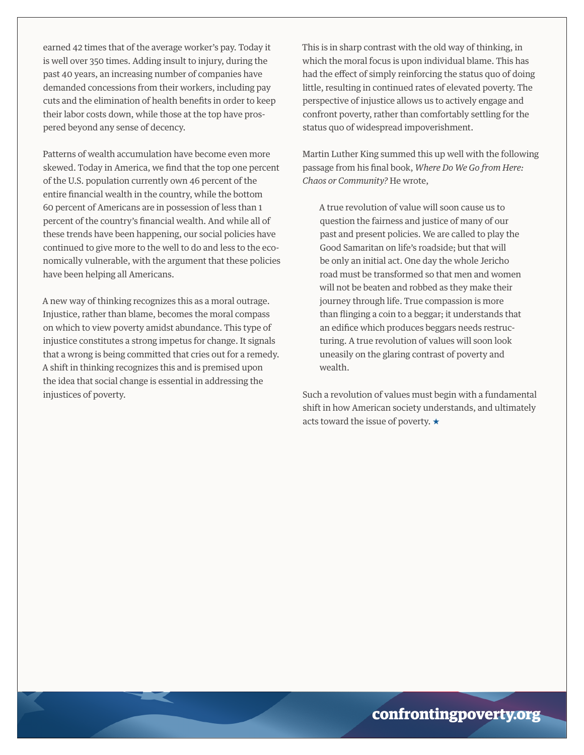earned 42 times that of the average worker's pay. Today it is well over 350 times. Adding insult to injury, during the past 40 years, an increasing number of companies have demanded concessions from their workers, including pay cuts and the elimination of health benefits in order to keep their labor costs down, while those at the top have prospered beyond any sense of decency.

Patterns of wealth accumulation have become even more skewed. Today in America, we find that the top one percent of the U.S. population currently own 46 percent of the entire financial wealth in the country, while the bottom 60 percent of Americans are in possession of less than 1 percent of the country's financial wealth. And while all of these trends have been happening, our social policies have continued to give more to the well to do and less to the economically vulnerable, with the argument that these policies have been helping all Americans.

A new way of thinking recognizes this as a moral outrage. Injustice, rather than blame, becomes the moral compass on which to view poverty amidst abundance. This type of injustice constitutes a strong impetus for change. It signals that a wrong is being committed that cries out for a remedy. A shift in thinking recognizes this and is premised upon the idea that social change is essential in addressing the injustices of poverty.

This is in sharp contrast with the old way of thinking, in which the moral focus is upon individual blame. This has had the effect of simply reinforcing the status quo of doing little, resulting in continued rates of elevated poverty. The perspective of injustice allows us to actively engage and confront poverty, rather than comfortably settling for the status quo of widespread impoverishment.

Martin Luther King summed this up well with the following passage from his final book, *Where Do We Go from Here: Chaos or Community?* He wrote,

> A true revolution of value will soon cause us to question the fairness and justice of many of our past and present policies. We are called to play the Good Samaritan on life's roadside; but that will be only an initial act. One day the whole Jericho road must be transformed so that men and women will not be beaten and robbed as they make their journey through life. True compassion is more than flinging a coin to a beggar; it understands that an edifice which produces beggars needs restructuring. A true revolution of values will soon look uneasily on the glaring contrast of poverty and wealth.

Such a revolution of values must begin with a fundamental shift in how American society understands, and ultimately acts toward the issue of poverty. ★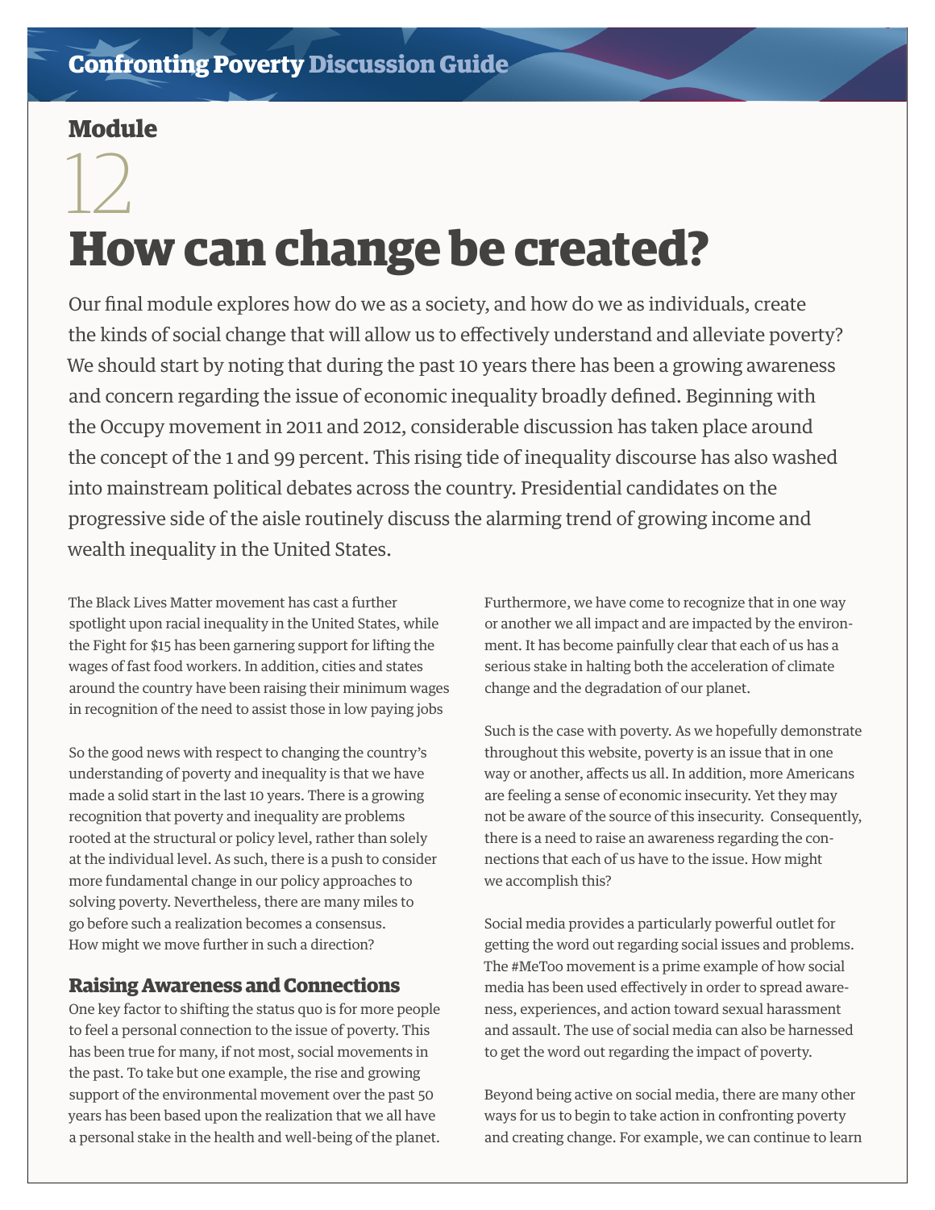## Module

# 12

# How can change be created?

Our final module explores how do we as a society, and how do we as individuals, create the kinds of social change that will allow us to effectively understand and alleviate poverty? We should start by noting that during the past 10 years there has been a growing awareness and concern regarding the issue of economic inequality broadly defined. Beginning with the Occupy movement in 2011 and 2012, considerable discussion has taken place around the concept of the 1 and 99 percent. This rising tide of inequality discourse has also washed into mainstream political debates across the country. Presidential candidates on the progressive side of the aisle routinely discuss the alarming trend of growing income and wealth inequality in the United States.

The Black Lives Matter movement has cast a further spotlight upon racial inequality in the United States, while the Fight for $15 has been garnering support for lifting the wages of fast food workers. In addition, cities and states around the country have been raising their minimum wages in recognition of the need to assist those in low paying jobs

So the good news with respect to changing the country's understanding of poverty and inequality is that we have made a solid start in the last 10 years. There is a growing recognition that poverty and inequality are problems rooted at the structural or policy level, rather than solely at the individual level. As such, there is a push to consider more fundamental change in our policy approaches to solving poverty. Nevertheless, there are many miles to go before such a realization becomes a consensus. How might we move further in such a direction?

### Raising Awareness and Connections

One key factor to shifting the status quo is for more people to feel a personal connection to the issue of poverty. This has been true for many, if not most, social movements in the past. To take but one example, the rise and growing support of the environmental movement over the past 50 years has been based upon the realization that we all have a personal stake in the health and well-being of the planet. Furthermore, we have come to recognize that in one way or another we all impact and are impacted by the environment. It has become painfully clear that each of us has a serious stake in halting both the acceleration of climate change and the degradation of our planet.

Such is the case with poverty. As we hopefully demonstrate throughout this website, poverty is an issue that in one way or another, affects us all. In addition, more Americans are feeling a sense of economic insecurity. Yet they may not be aware of the source of this insecurity. Consequently, there is a need to raise an awareness regarding the connections that each of us have to the issue. How might we accomplish this?

Social media provides a particularly powerful outlet for getting the word out regarding social issues and problems. The #MeToo movement is a prime example of how social media has been used effectively in order to spread awareness, experiences, and action toward sexual harassment and assault. The use of social media can also be harnessed to get the word out regarding the impact of poverty.

Beyond being active on social media, there are many other ways for us to begin to take action in confronting poverty and creating change. For example, we can continue to learn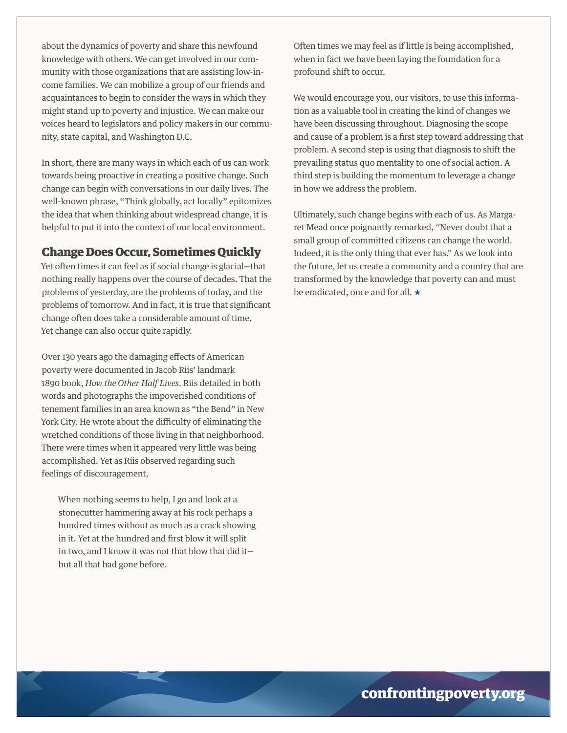about the dynamics of poverty and share this newfound knowledge with others. We can get involved in our community with those organizations that are assisting low-income families. We can mobilize a group of our friends and acquaintances to begin to consider the ways in which they might stand up to poverty and injustice. We can make our voices heard to legislators and policy makers in our community, state capital, and Washington D.C.

In short, there are many ways in which each of us can work towards being proactive in creating a positive change. Such change can begin with conversations in our daily lives. The well-known phrase, "Think globally, act locally" epitomizes the idea that when thinking about widespread change, it is helpful to put it into the context of our local environment.

## Change Does Occur, Sometimes Quickly

Yet often times it can feel as if social change is glacial—that nothing really happens over the course of decades. That the problems of yesterday, are the problems of today, and the problems of tomorrow. And in fact, it is true that significant change often does take a considerable amount of time. Yet change can also occur quite rapidly.

Over 130 years ago the damaging effects of American poverty were documented in Jacob Riis' landmark 1890 book, *How the Other Half Lives*. Riis detailed in both words and photographs the impoverished conditions of tenement families in an area known as "the Bend" in New York City. He wrote about the difficulty of eliminating the wretched conditions of those living in that neighborhood. There were times when it appeared very little was being accomplished. Yet as Riis observed regarding such feelings of discouragement,

> When nothing seems to help, I go and look at a stonecutter hammering away at his rock perhaps a hundred times without as much as a crack showing in it. Yet at the hundred and first blow it will split in two, and I know it was not that blow that did it—but all that had gone before.

Often times we may feel as if little is being accomplished, when in fact we have been laying the foundation for a profound shift to occur.

We would encourage you, our visitors, to use this information as a valuable tool in creating the kind of changes we have been discussing throughout. Diagnosing the scope and cause of a problem is a first step toward addressing that problem. A second step is using that diagnosis to shift the prevailing status quo mentality to one of social action. A third step is building the momentum to leverage a change in how we address the problem.

Ultimately, such change begins with each of us. As Margaret Mead once poignantly remarked, "Never doubt that a small group of committed citizens can change the world. Indeed, it is the only thing that ever has." As we look into the future, let us create a community and a country that are transformed by the knowledge that poverty can and must be eradicated, once and for all. ★